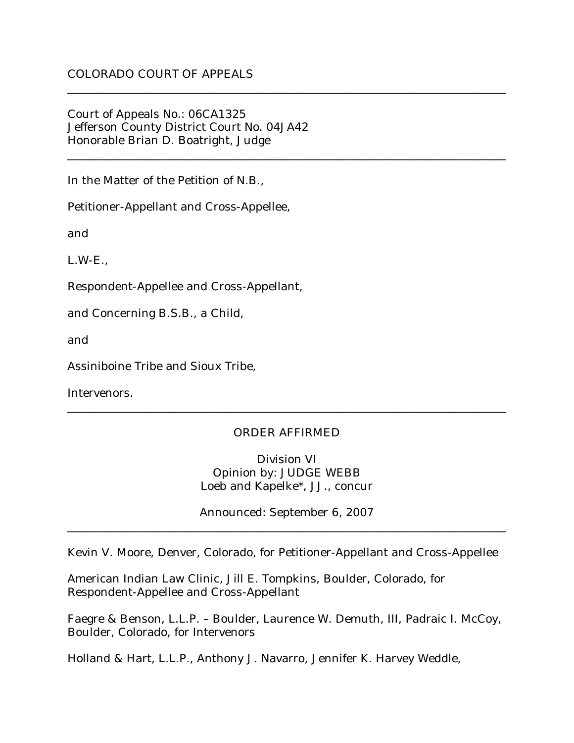COLORADO COURT OF APPEALS

---

Court of Appeals No.: 06CA1325
Jefferson County District Court No. 04JA42
Honorable Brian D. Boatright, Judge

---

In the Matter of the Petition of N.B.,

Petitioner-Appellant and Cross-Appellee,

and

L.W-E.,

Respondent-Appellee and Cross-Appellant,

and Concerning B.S.B., a Child,

and

Assiniboine Tribe and Sioux Tribe,

Intervenors.

---

ORDER AFFIRMED

Division VI
Opinion by: JUDGE WEBB
Loeb and Kapelke*, JJ., concur

Announced: September 6, 2007

---

Kevin V. Moore, Denver, Colorado, for Petitioner-Appellant and Cross-Appellee

American Indian Law Clinic, Jill E. Tompkins, Boulder, Colorado, for Respondent-Appellee and Cross-Appellant

Faegre & Benson, L.L.P. – Boulder, Laurence W. Demuth, III, Padraic I. McCoy, Boulder, Colorado, for Intervenors

Holland & Hart, L.L.P., Anthony J. Navarro, Jennifer K. Harvey Weddle,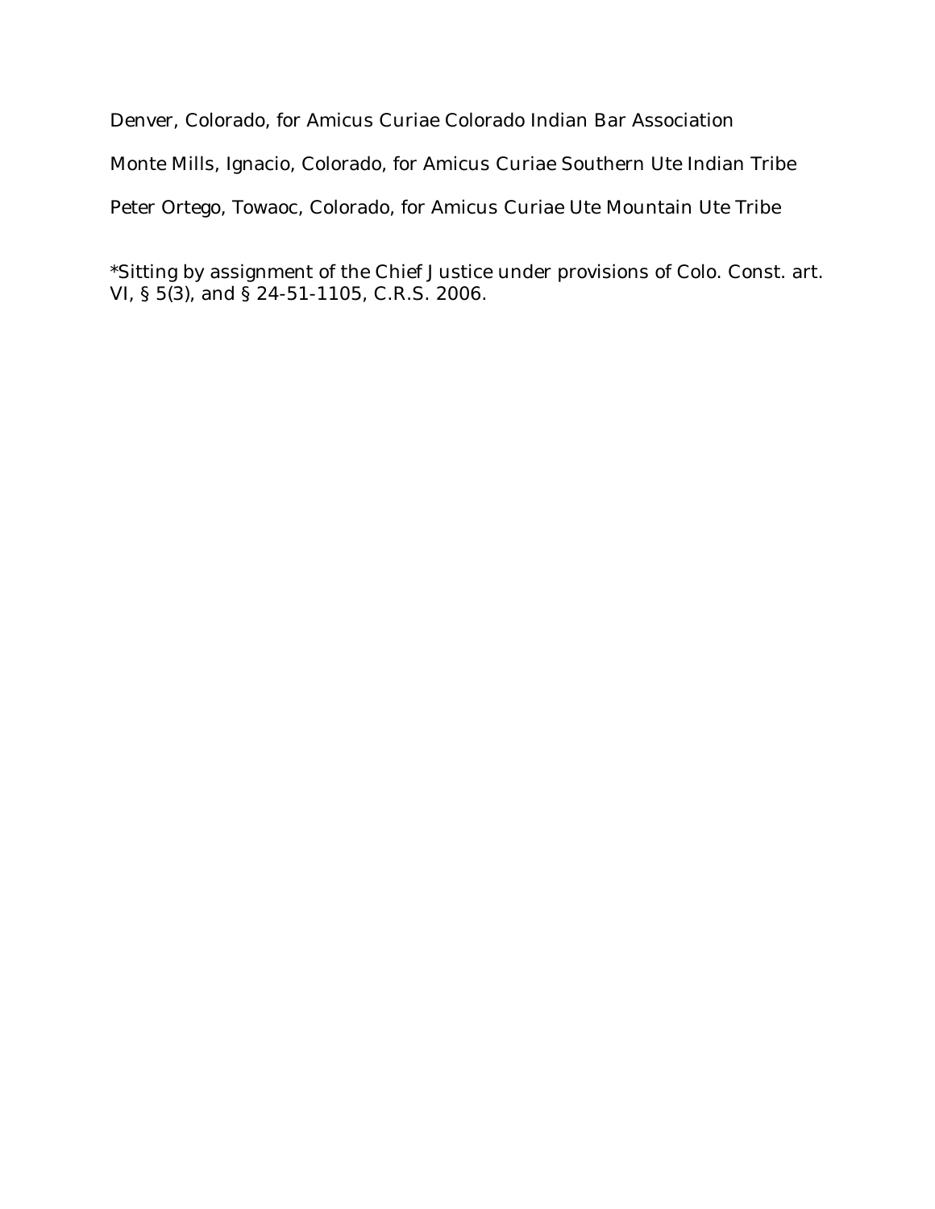Denver, Colorado, for Amicus Curiae Colorado Indian Bar Association

Monte Mills, Ignacio, Colorado, for Amicus Curiae Southern Ute Indian Tribe

Peter Ortego, Towaoc, Colorado, for Amicus Curiae Ute Mountain Ute Tribe

*Sitting by assignment of the Chief Justice under provisions of Colo. Const. art. VI, § 5(3), and § 24-51-1105, C.R.S. 2006.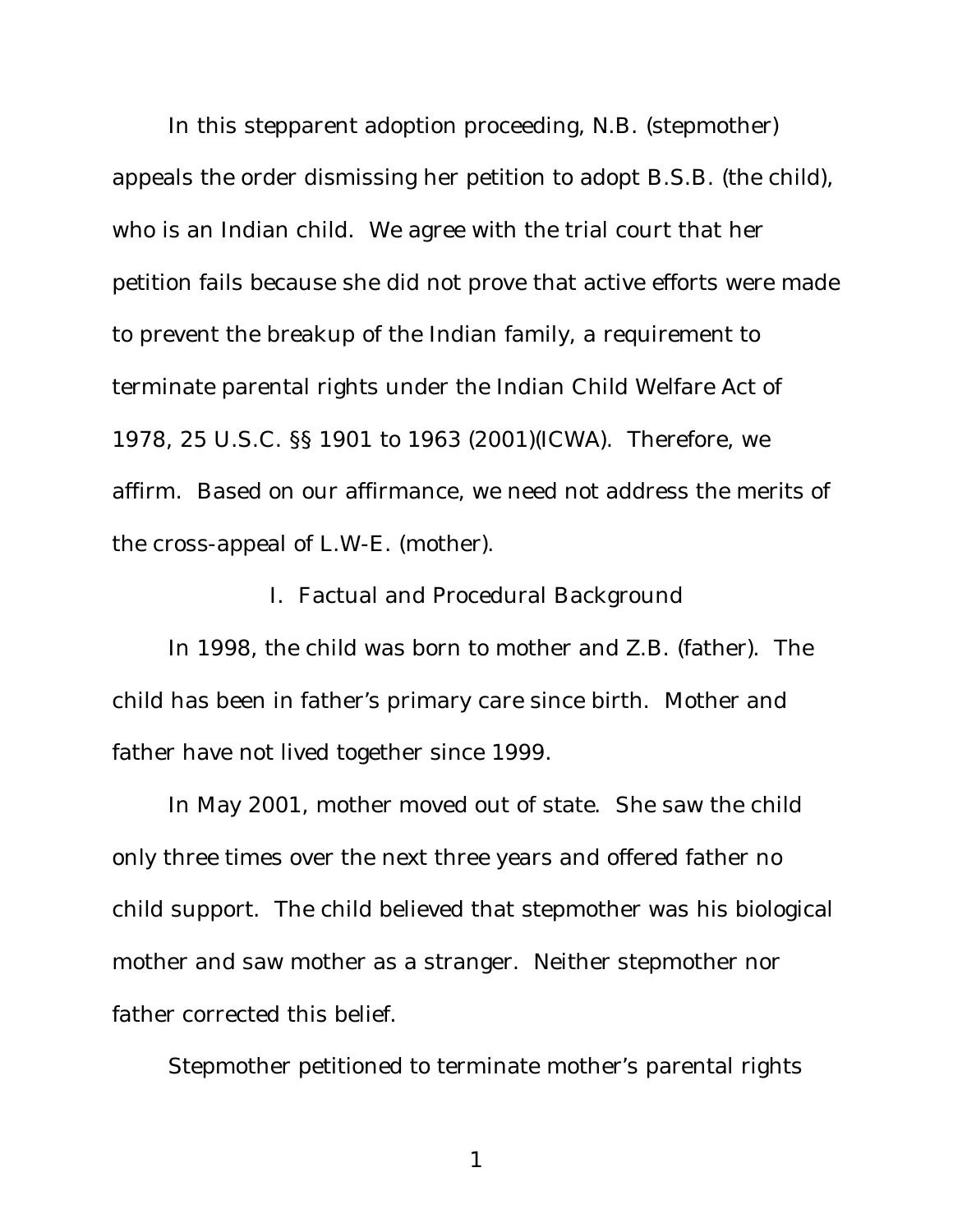In this stepparent adoption proceeding, N.B. (stepmother) appeals the order dismissing her petition to adopt B.S.B. (the child), who is an Indian child. We agree with the trial court that her petition fails because she did not prove that active efforts were made to prevent the breakup of the Indian family, a requirement to terminate parental rights under the Indian Child Welfare Act of 1978, 25 U.S.C. §§ 1901 to 1963 (2001)(ICWA). Therefore, we affirm. Based on our affirmance, we need not address the merits of the cross-appeal of L.W-E. (mother).

## I. Factual and Procedural Background

In 1998, the child was born to mother and Z.B. (father). The child has been in father's primary care since birth. Mother and father have not lived together since 1999.

In May 2001, mother moved out of state. She saw the child only three times over the next three years and offered father no child support. The child believed that stepmother was his biological mother and saw mother as a stranger. Neither stepmother nor father corrected this belief.

Stepmother petitioned to terminate mother's parental rights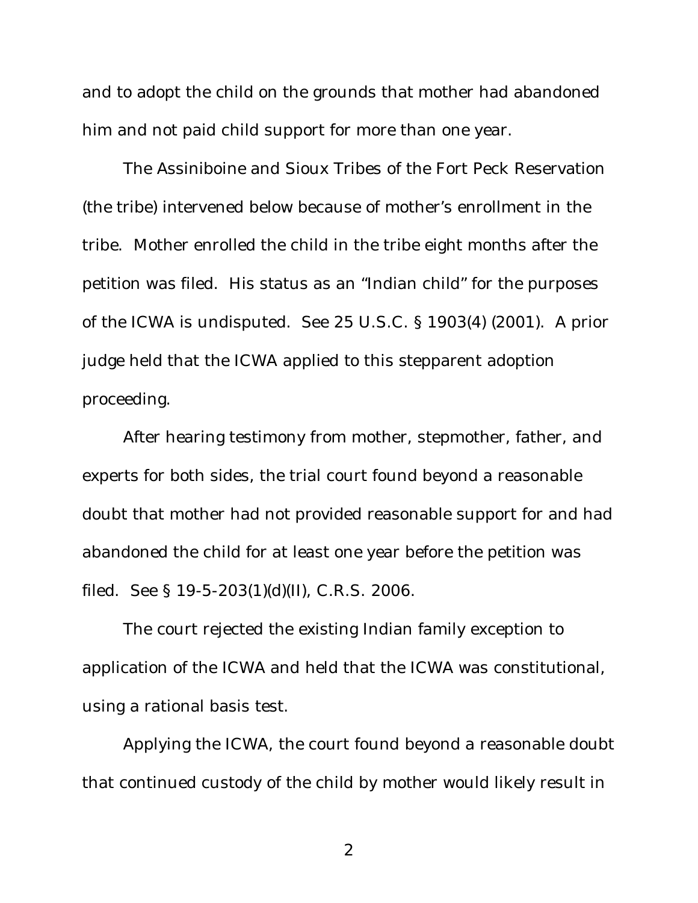and to adopt the child on the grounds that mother had abandoned him and not paid child support for more than one year.

The Assiniboine and Sioux Tribes of the Fort Peck Reservation (the tribe) intervened below because of mother's enrollment in the tribe. Mother enrolled the child in the tribe eight months after the petition was filed. His status as an "Indian child" for the purposes of the ICWA is undisputed. See 25 U.S.C. § 1903(4) (2001). A prior judge held that the ICWA applied to this stepparent adoption proceeding.

After hearing testimony from mother, stepmother, father, and experts for both sides, the trial court found beyond a reasonable doubt that mother had not provided reasonable support for and had abandoned the child for at least one year before the petition was filed. See § 19-5-203(1)(d)(II), C.R.S. 2006.

The court rejected the existing Indian family exception to application of the ICWA and held that the ICWA was constitutional, using a rational basis test.

Applying the ICWA, the court found beyond a reasonable doubt that continued custody of the child by mother would likely result in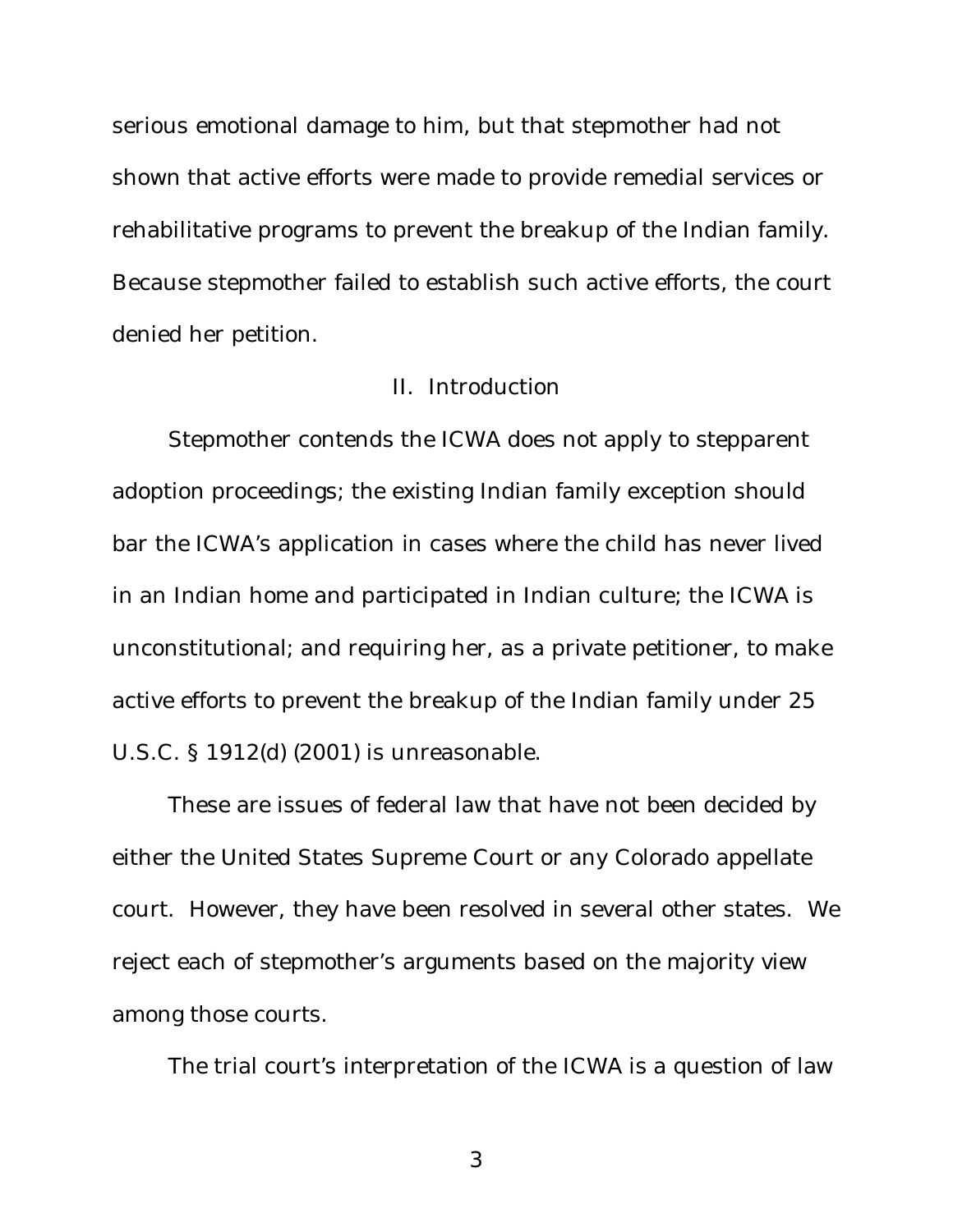serious emotional damage to him, but that stepmother had not shown that active efforts were made to provide remedial services or rehabilitative programs to prevent the breakup of the Indian family. Because stepmother failed to establish such active efforts, the court denied her petition.

## II. Introduction

Stepmother contends the ICWA does not apply to stepparent adoption proceedings; the existing Indian family exception should bar the ICWA's application in cases where the child has never lived in an Indian home and participated in Indian culture; the ICWA is unconstitutional; and requiring her, as a private petitioner, to make active efforts to prevent the breakup of the Indian family under 25 U.S.C. § 1912(d) (2001) is unreasonable.

These are issues of federal law that have not been decided by either the United States Supreme Court or any Colorado appellate court. However, they have been resolved in several other states. We reject each of stepmother's arguments based on the majority view among those courts.

The trial court's interpretation of the ICWA is a question of law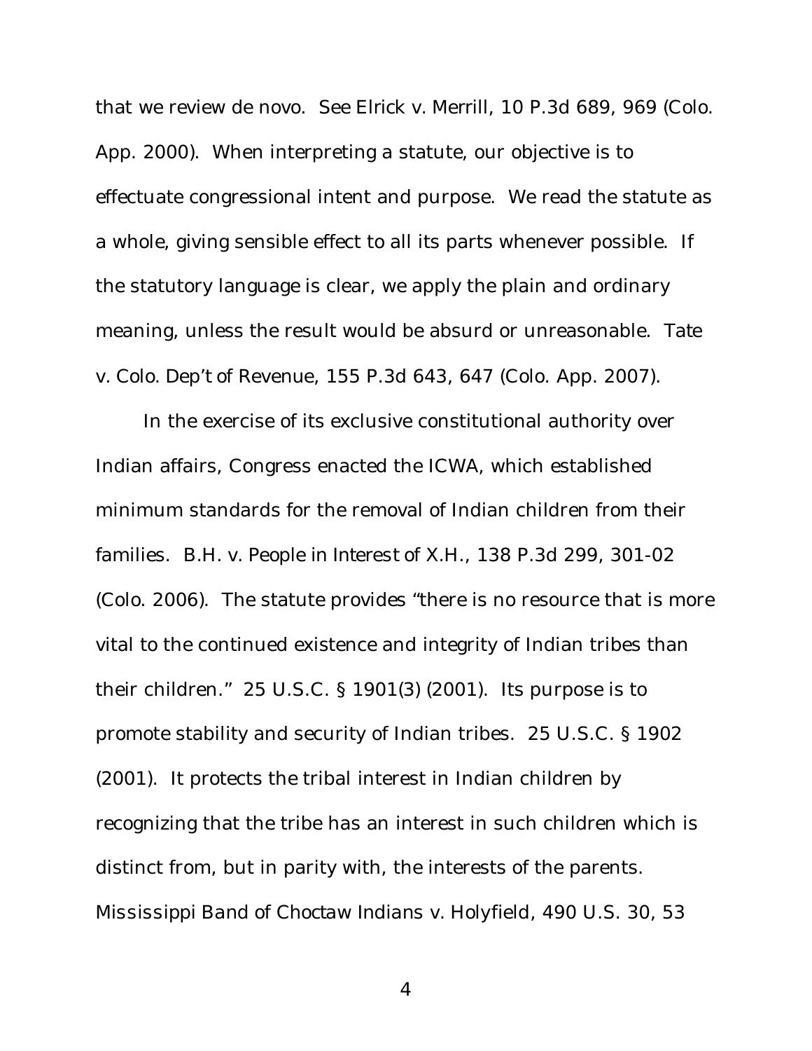that we review de novo. *See Elrick v. Merrill*, 10 P.3d 689, 969 (Colo. App. 2000). When interpreting a statute, our objective is to effectuate congressional intent and purpose. We read the statute as a whole, giving sensible effect to all its parts whenever possible. If the statutory language is clear, we apply the plain and ordinary meaning, unless the result would be absurd or unreasonable. *Tate v. Colo. Dep't of Revenue*, 155 P.3d 643, 647 (Colo. App. 2007).

In the exercise of its exclusive constitutional authority over Indian affairs, Congress enacted the ICWA, which established minimum standards for the removal of Indian children from their families. *B.H. v. People in Interest of X.H.*, 138 P.3d 299, 301-02 (Colo. 2006). The statute provides "there is no resource that is more vital to the continued existence and integrity of Indian tribes than their children." 25 U.S.C. § 1901(3) (2001). Its purpose is to promote stability and security of Indian tribes. 25 U.S.C. § 1902 (2001). It protects the tribal interest in Indian children by recognizing that the tribe has an interest in such children which is distinct from, but in parity with, the interests of the parents. *Mississippi Band of Choctaw Indians v. Holyfield*, 490 U.S. 30, 53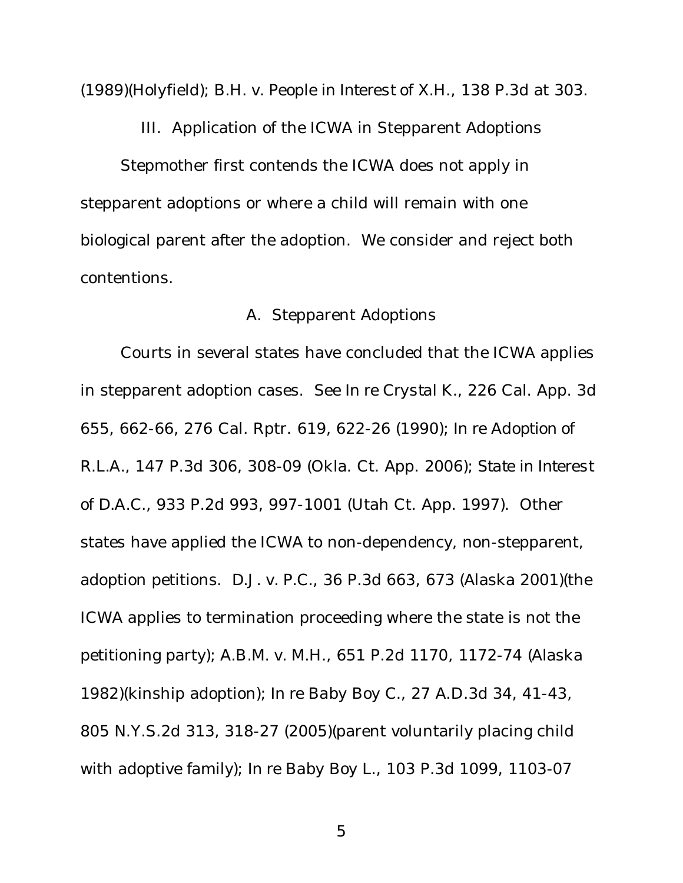(1989)(*Holyfield*); *B.H. v. People in Interest of X.H.*, 138 P.3d at 303.

## III. Application of the ICWA in Stepparent Adoptions

Stepmother first contends the ICWA does not apply in stepparent adoptions or where a child will remain with one biological parent after the adoption. We consider and reject both contentions.

### A. Stepparent Adoptions

Courts in several states have concluded that the ICWA applies in stepparent adoption cases. *See In re Crystal K.*, 226 Cal. App. 3d 655, 662-66, 276 Cal. Rptr. 619, 622-26 (1990); *In re Adoption of R.L.A.*, 147 P.3d 306, 308-09 (Okla. Ct. App. 2006); *State in Interest of D.A.C.*, 933 P.2d 993, 997-1001 (Utah Ct. App. 1997). Other states have applied the ICWA to non-dependency, non-stepparent, adoption petitions. *D.J. v. P.C.*, 36 P.3d 663, 673 (Alaska 2001)(the ICWA applies to termination proceeding where the state is not the petitioning party); *A.B.M. v. M.H.*, 651 P.2d 1170, 1172-74 (Alaska 1982)(kinship adoption); *In re Baby Boy C.*, 27 A.D.3d 34, 41-43, 805 N.Y.S.2d 313, 318-27 (2005)(parent voluntarily placing child with adoptive family); *In re Baby Boy L.*, 103 P.3d 1099, 1103-07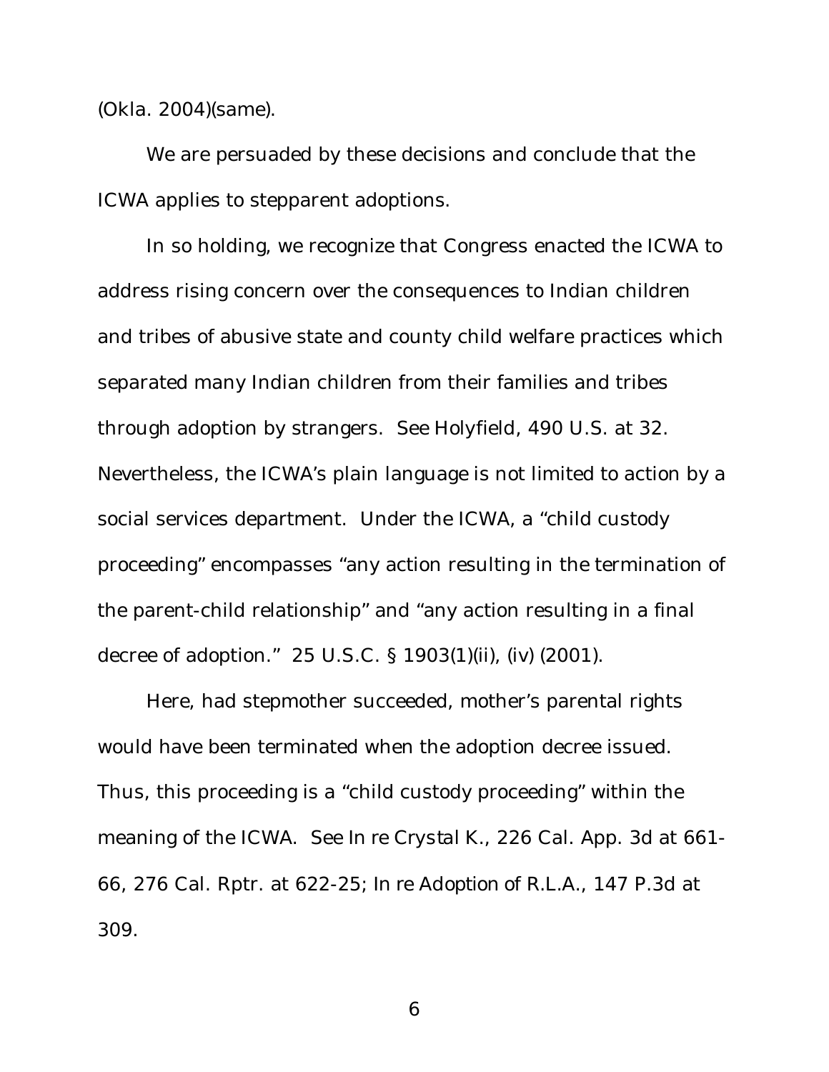(Okla. 2004)(same).

We are persuaded by these decisions and conclude that the ICWA applies to stepparent adoptions.

In so holding, we recognize that Congress enacted the ICWA to address rising concern over the consequences to Indian children and tribes of abusive state and county child welfare practices which separated many Indian children from their families and tribes through adoption by strangers. See *Holyfield*, 490 U.S. at 32. Nevertheless, the ICWA's plain language is not limited to action by a social services department. Under the ICWA, a "child custody proceeding" encompasses "any action resulting in the termination of the parent-child relationship" and "any action resulting in a final decree of adoption." 25 U.S.C. § 1903(1)(ii), (iv) (2001).

Here, had stepmother succeeded, mother's parental rights would have been terminated when the adoption decree issued. Thus, this proceeding is a "child custody proceeding" within the meaning of the ICWA. See *In re Crystal K.*, 226 Cal. App. 3d at 661-66, 276 Cal. Rptr. at 622-25; *In re Adoption of R.L.A.*, 147 P.3d at 309.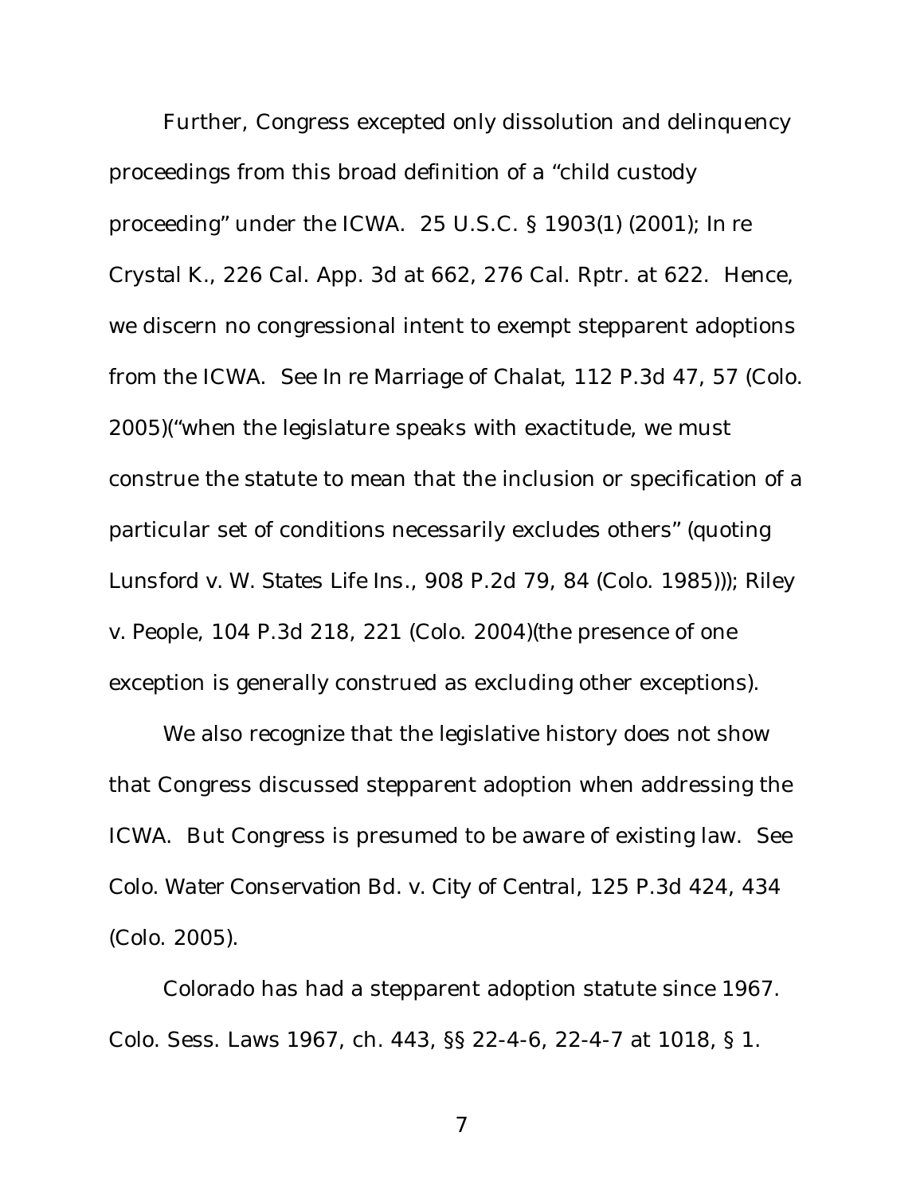Further, Congress excepted only dissolution and delinquency proceedings from this broad definition of a "child custody proceeding" under the ICWA. 25 U.S.C. § 1903(1) (2001); *In re Crystal K.*, 226 Cal. App. 3d at 662, 276 Cal. Rptr. at 622. Hence, we discern no congressional intent to exempt stepparent adoptions from the ICWA. *See In re Marriage of Chalat*, 112 P.3d 47, 57 (Colo. 2005)("when the legislature speaks with exactitude, we must construe the statute to mean that the inclusion or specification of a particular set of conditions necessarily excludes others" (quoting *Lunsford v. W. States Life Ins.*, 908 P.2d 79, 84 (Colo. 1985))); *Riley v. People*, 104 P.3d 218, 221 (Colo. 2004)(the presence of one exception is generally construed as excluding other exceptions).

We also recognize that the legislative history does not show that Congress discussed stepparent adoption when addressing the ICWA. But Congress is presumed to be aware of existing law. *See Colo. Water Conservation Bd. v. City of Central*, 125 P.3d 424, 434 (Colo. 2005).

Colorado has had a stepparent adoption statute since 1967. Colo. Sess. Laws 1967, ch. 443, §§ 22-4-6, 22-4-7 at 1018, § 1.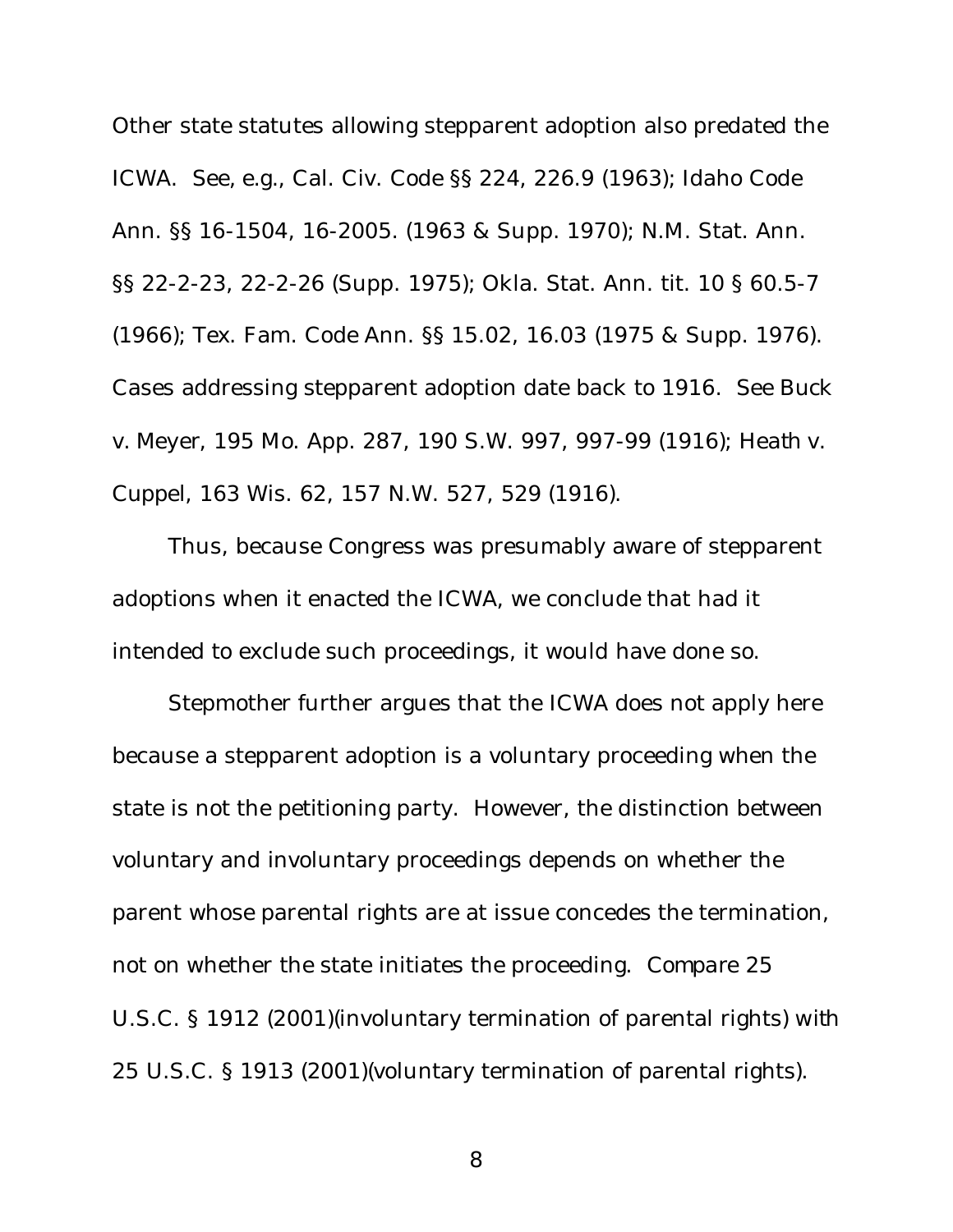Other state statutes allowing stepparent adoption also predated the ICWA. See, e.g., Cal. Civ. Code §§ 224, 226.9 (1963); Idaho Code Ann. §§ 16-1504, 16-2005. (1963 & Supp. 1970); N.M. Stat. Ann. §§ 22-2-23, 22-2-26 (Supp. 1975); Okla. Stat. Ann. tit. 10 § 60.5-7 (1966); Tex. Fam. Code Ann. §§ 15.02, 16.03 (1975 & Supp. 1976). Cases addressing stepparent adoption date back to 1916. See Buck v. Meyer, 195 Mo. App. 287, 190 S.W. 997, 997-99 (1916); Heath v. Cuppel, 163 Wis. 62, 157 N.W. 527, 529 (1916).

Thus, because Congress was presumably aware of stepparent adoptions when it enacted the ICWA, we conclude that had it intended to exclude such proceedings, it would have done so.

Stepmother further argues that the ICWA does not apply here because a stepparent adoption is a voluntary proceeding when the state is not the petitioning party. However, the distinction between voluntary and involuntary proceedings depends on whether the parent whose parental rights are at issue concedes the termination, not on whether the state initiates the proceeding. Compare 25 U.S.C. § 1912 (2001)(involuntary termination of parental rights) with 25 U.S.C. § 1913 (2001)(voluntary termination of parental rights).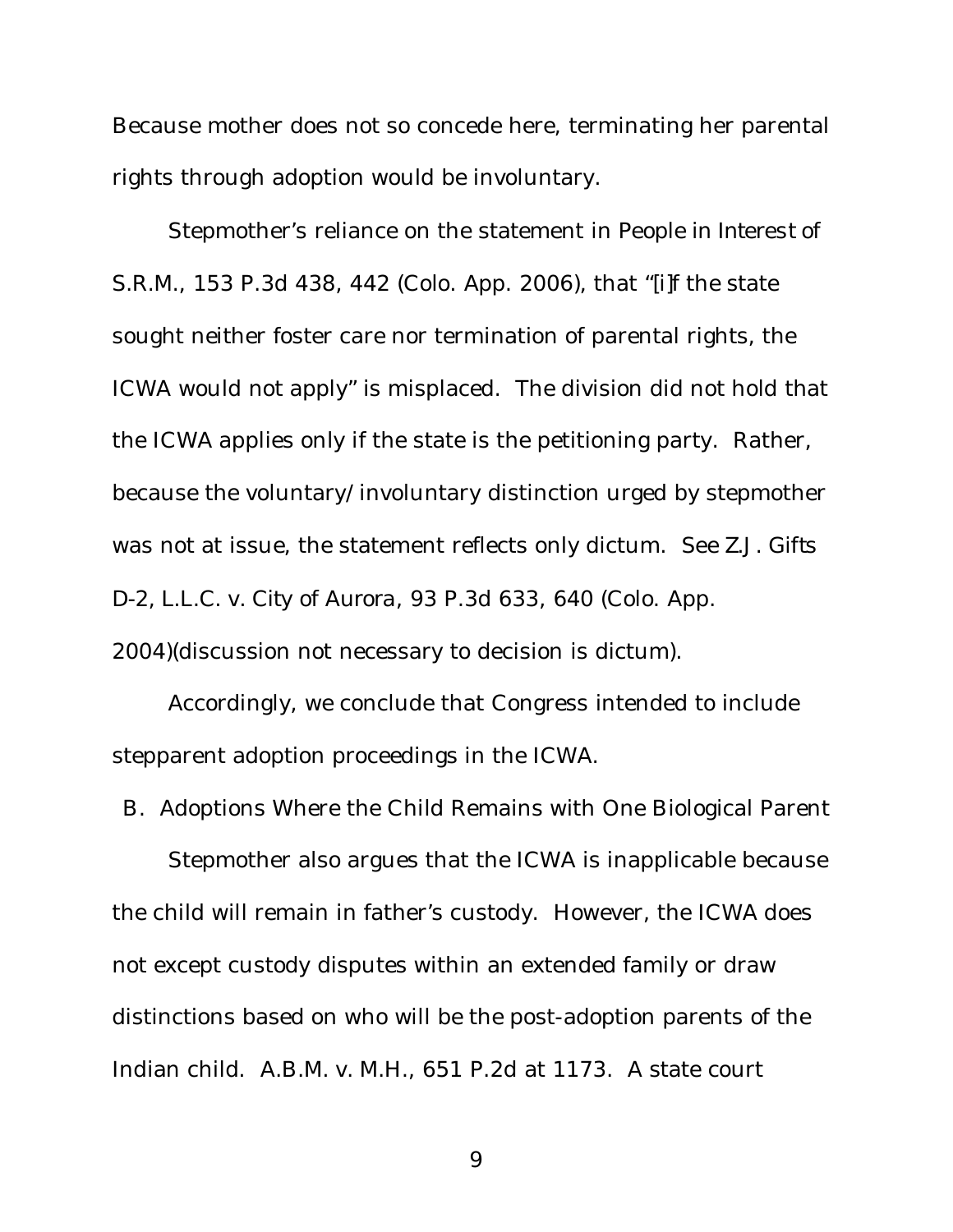Because mother does not so concede here, terminating her parental rights through adoption would be involuntary.

Stepmother's reliance on the statement in *People in Interest of S.R.M.*, 153 P.3d 438, 442 (Colo. App. 2006), that "[i]f the state sought neither foster care nor termination of parental rights, the ICWA would not apply" is misplaced. The division did not hold that the ICWA applies only if the state is the petitioning party. Rather, because the voluntary/involuntary distinction urged by stepmother was not at issue, the statement reflects only dictum. *See Z.J. Gifts D-2, L.L.C. v. City of Aurora*, 93 P.3d 633, 640 (Colo. App. 2004)(discussion not necessary to decision is dictum).

Accordingly, we conclude that Congress intended to include stepparent adoption proceedings in the ICWA.

### B. Adoptions Where the Child Remains with One Biological Parent

Stepmother also argues that the ICWA is inapplicable because the child will remain in father's custody. However, the ICWA does not except custody disputes within an extended family or draw distinctions based on who will be the post-adoption parents of the Indian child. *A.B.M. v. M.H.*, 651 P.2d at 1173. A state court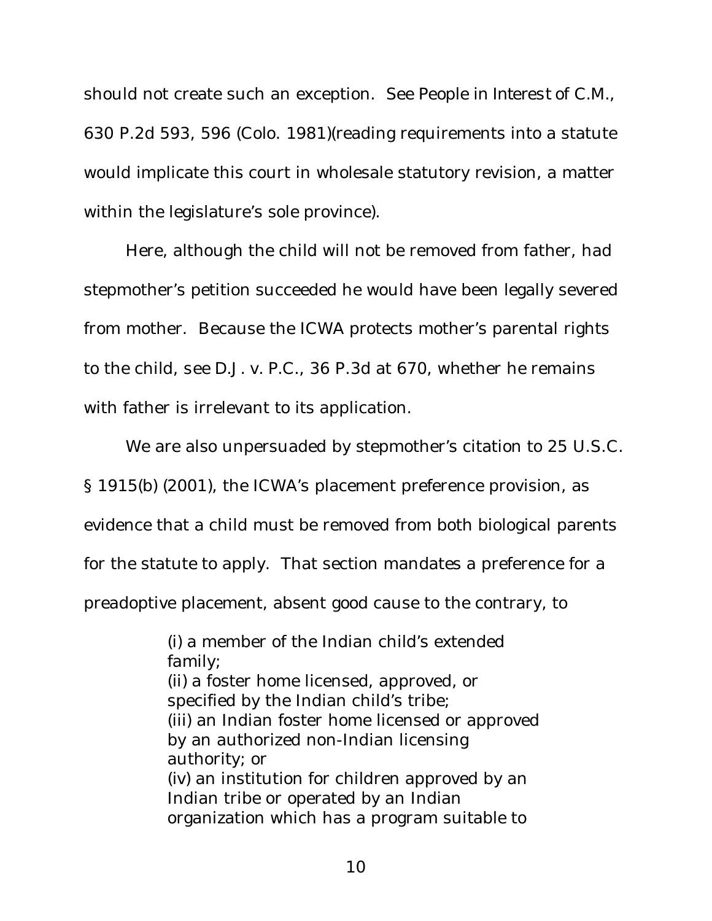should not create such an exception. See *People in Interest of C.M.*, 630 P.2d 593, 596 (Colo. 1981)(reading requirements into a statute would implicate this court in wholesale statutory revision, a matter within the legislature's sole province).

Here, although the child will not be removed from father, had stepmother's petition succeeded he would have been legally severed from mother. Because the ICWA protects mother's parental rights to the child, see *D.J. v. P.C.*, 36 P.3d at 670, whether he remains with father is irrelevant to its application.

We are also unpersuaded by stepmother's citation to 25 U.S.C. § 1915(b) (2001), the ICWA's placement preference provision, as evidence that a child must be removed from both biological parents for the statute to apply. That section mandates a preference for a preadoptive placement, absent good cause to the contrary, to

> (i) a member of the Indian child's extended family;
> (ii) a foster home licensed, approved, or specified by the Indian child's tribe;
> (iii) an Indian foster home licensed or approved by an authorized non-Indian licensing authority; or
> (iv) an institution for children approved by an Indian tribe or operated by an Indian organization which has a program suitable to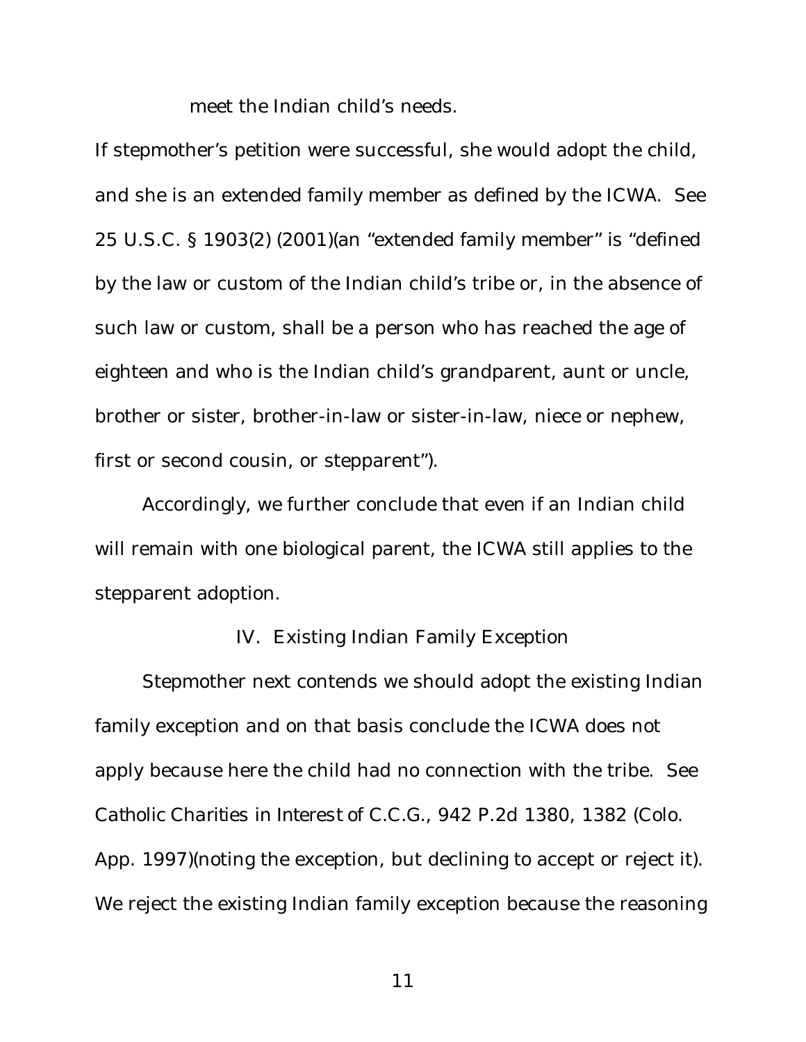meet the Indian child's needs.

If stepmother's petition were successful, she would adopt the child, and she is an extended family member as defined by the ICWA. See 25 U.S.C. § 1903(2) (2001)(an "extended family member" is "defined by the law or custom of the Indian child's tribe or, in the absence of such law or custom, shall be a person who has reached the age of eighteen and who is the Indian child's grandparent, aunt or uncle, brother or sister, brother-in-law or sister-in-law, niece or nephew, first or second cousin, or stepparent").

Accordingly, we further conclude that even if an Indian child will remain with one biological parent, the ICWA still applies to the stepparent adoption.

## IV. Existing Indian Family Exception

Stepmother next contends we should adopt the existing Indian family exception and on that basis conclude the ICWA does not apply because here the child had no connection with the tribe. See *Catholic Charities in Interest of C.C.G.*, 942 P.2d 1380, 1382 (Colo. App. 1997)(noting the exception, but declining to accept or reject it). We reject the existing Indian family exception because the reasoning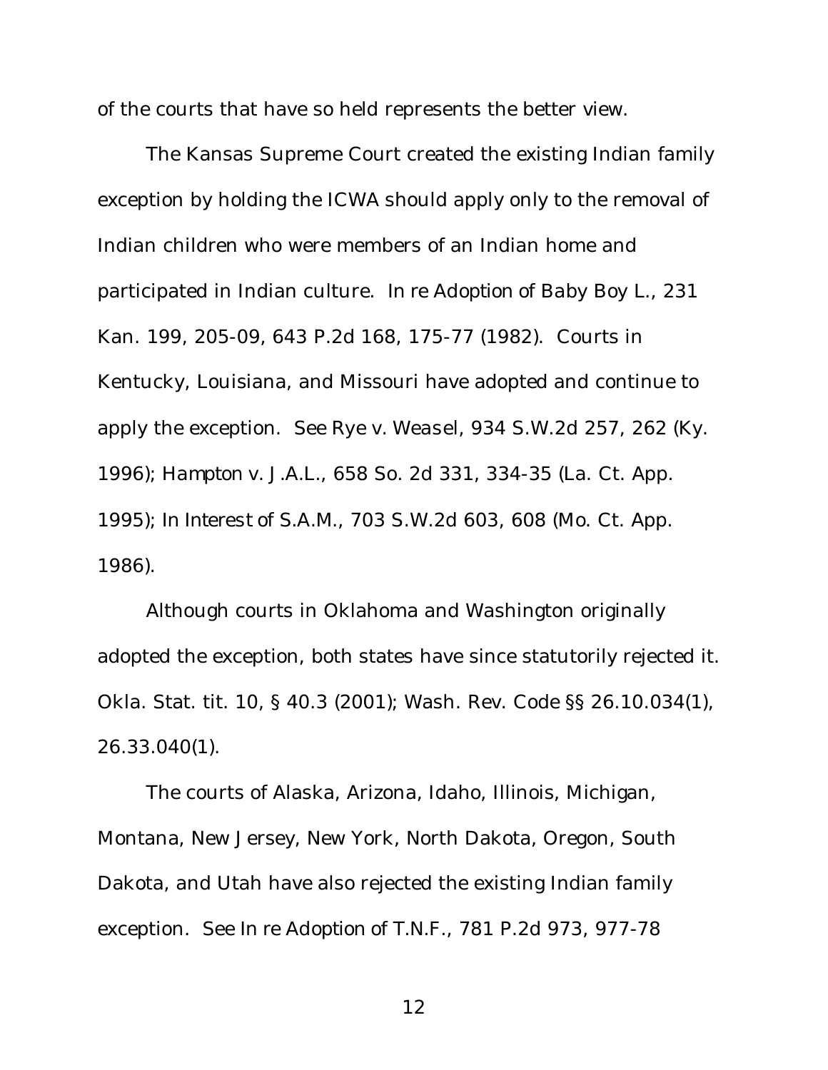of the courts that have so held represents the better view.

The Kansas Supreme Court created the existing Indian family exception by holding the ICWA should apply only to the removal of Indian children who were members of an Indian home and participated in Indian culture. *In re Adoption of Baby Boy L.*, 231 Kan. 199, 205-09, 643 P.2d 168, 175-77 (1982). Courts in Kentucky, Louisiana, and Missouri have adopted and continue to apply the exception. *See Rye v. Weasel*, 934 S.W.2d 257, 262 (Ky. 1996); *Hampton v. J.A.L.*, 658 So. 2d 331, 334-35 (La. Ct. App. 1995); *In Interest of S.A.M.*, 703 S.W.2d 603, 608 (Mo. Ct. App. 1986).

Although courts in Oklahoma and Washington originally adopted the exception, both states have since statutorily rejected it. Okla. Stat. tit. 10, § 40.3 (2001); Wash. Rev. Code §§ 26.10.034(1), 26.33.040(1).

The courts of Alaska, Arizona, Idaho, Illinois, Michigan, Montana, New Jersey, New York, North Dakota, Oregon, South Dakota, and Utah have also rejected the existing Indian family exception. *See In re Adoption of T.N.F.*, 781 P.2d 973, 977-78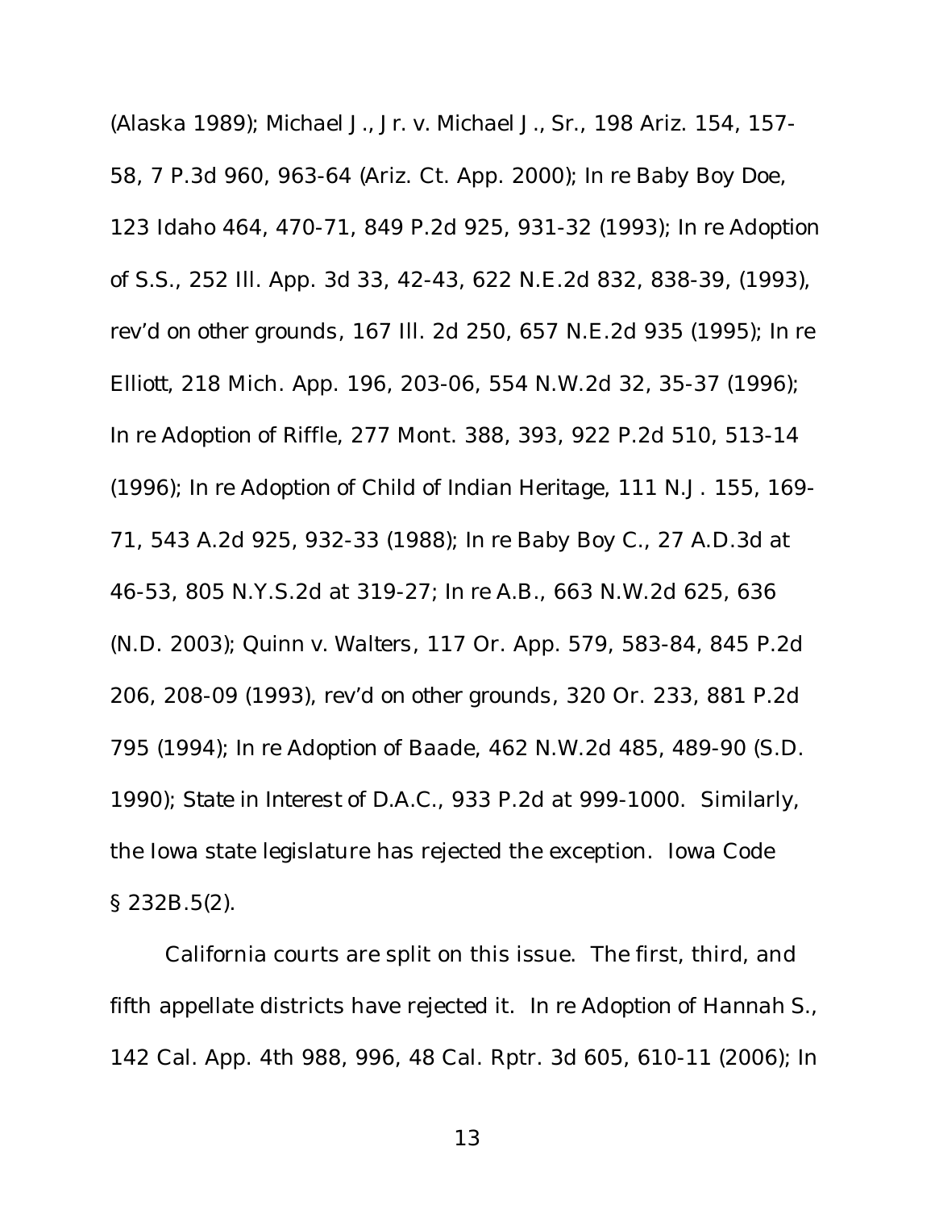(Alaska 1989); *Michael J., Jr. v. Michael J., Sr.*, 198 Ariz. 154, 157-58, 7 P.3d 960, 963-64 (Ariz. Ct. App. 2000); *In re Baby Boy Doe*, 123 Idaho 464, 470-71, 849 P.2d 925, 931-32 (1993); *In re Adoption of S.S.*, 252 Ill. App. 3d 33, 42-43, 622 N.E.2d 832, 838-39, (1993), *rev'd on other grounds*, 167 Ill. 2d 250, 657 N.E.2d 935 (1995); *In re Elliott*, 218 Mich. App. 196, 203-06, 554 N.W.2d 32, 35-37 (1996); *In re Adoption of Riffle*, 277 Mont. 388, 393, 922 P.2d 510, 513-14 (1996); *In re Adoption of Child of Indian Heritage*, 111 N.J. 155, 169-71, 543 A.2d 925, 932-33 (1988); *In re Baby Boy C.*, 27 A.D.3d at 46-53, 805 N.Y.S.2d at 319-27; *In re A.B.*, 663 N.W.2d 625, 636 (N.D. 2003); *Quinn v. Walters*, 117 Or. App. 579, 583-84, 845 P.2d 206, 208-09 (1993), *rev'd on other grounds*, 320 Or. 233, 881 P.2d 795 (1994); *In re Adoption of Baade*, 462 N.W.2d 485, 489-90 (S.D. 1990); *State in Interest of D.A.C.*, 933 P.2d at 999-1000. Similarly, the Iowa state legislature has rejected the exception. Iowa Code § 232B.5(2).

California courts are split on this issue. The first, third, and fifth appellate districts have rejected it. *In re Adoption of Hannah S.*, 142 Cal. App. 4th 988, 996, 48 Cal. Rptr. 3d 605, 610-11 (2006); *In*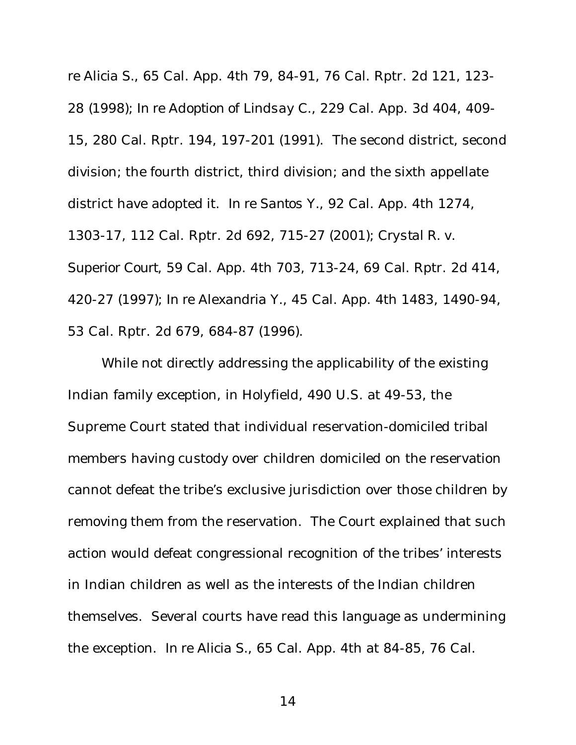re *Alicia S.*, 65 Cal. App. 4th 79, 84-91, 76 Cal. Rptr. 2d 121, 123-28 (1998); *In re Adoption of Lindsay C.*, 229 Cal. App. 3d 404, 409-15, 280 Cal. Rptr. 194, 197-201 (1991). The second district, second division; the fourth district, third division; and the sixth appellate district have adopted it. *In re Santos Y.*, 92 Cal. App. 4th 1274, 1303-17, 112 Cal. Rptr. 2d 692, 715-27 (2001); *Crystal R. v. Superior Court*, 59 Cal. App. 4th 703, 713-24, 69 Cal. Rptr. 2d 414, 420-27 (1997); *In re Alexandria Y.*, 45 Cal. App. 4th 1483, 1490-94, 53 Cal. Rptr. 2d 679, 684-87 (1996).

While not directly addressing the applicability of the existing Indian family exception, in *Holyfield*, 490 U.S. at 49-53, the Supreme Court stated that individual reservation-domiciled tribal members having custody over children domiciled on the reservation cannot defeat the tribe's exclusive jurisdiction over those children by removing them from the reservation. The Court explained that such action would defeat congressional recognition of the tribes' interests in Indian children as well as the interests of the Indian children themselves. Several courts have read this language as undermining the exception. *In re Alicia S.*, 65 Cal. App. 4th at 84-85, 76 Cal.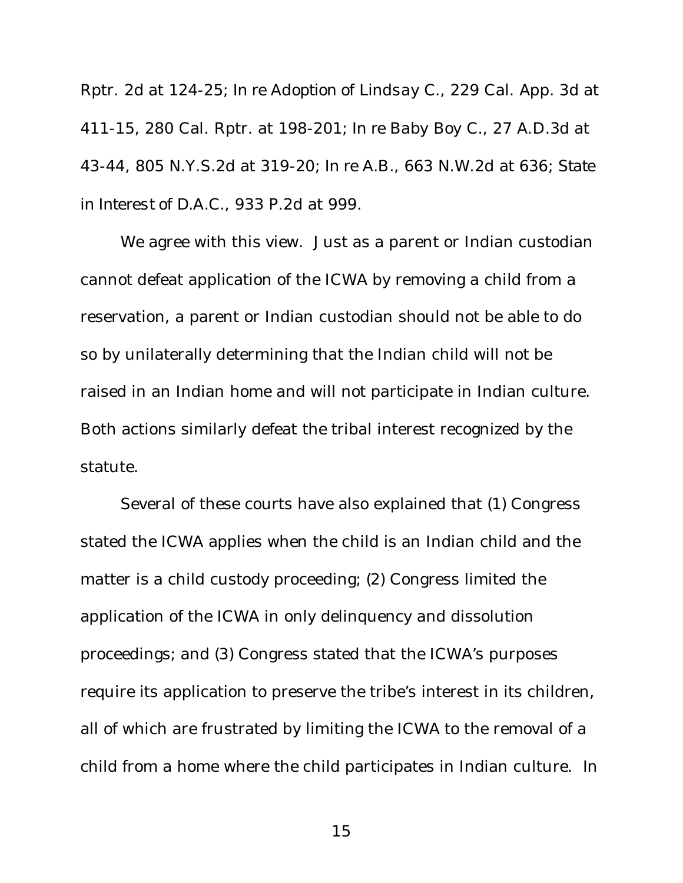Rptr. 2d at 124-25; *In re Adoption of Lindsay C.*, 229 Cal. App. 3d at 411-15, 280 Cal. Rptr. at 198-201; *In re Baby Boy C.*, 27 A.D.3d at 43-44, 805 N.Y.S.2d at 319-20; *In re A.B.*, 663 N.W.2d at 636; *State in Interest of D.A.C.*, 933 P.2d at 999.

We agree with this view. Just as a parent or Indian custodian cannot defeat application of the ICWA by removing a child from a reservation, a parent or Indian custodian should not be able to do so by unilaterally determining that the Indian child will not be raised in an Indian home and will not participate in Indian culture. Both actions similarly defeat the tribal interest recognized by the statute.

Several of these courts have also explained that (1) Congress stated the ICWA applies when the child is an Indian child and the matter is a child custody proceeding; (2) Congress limited the application of the ICWA in only delinquency and dissolution proceedings; and (3) Congress stated that the ICWA's purposes require its application to preserve the tribe's interest in its children, all of which are frustrated by limiting the ICWA to the removal of a child from a home where the child participates in Indian culture. In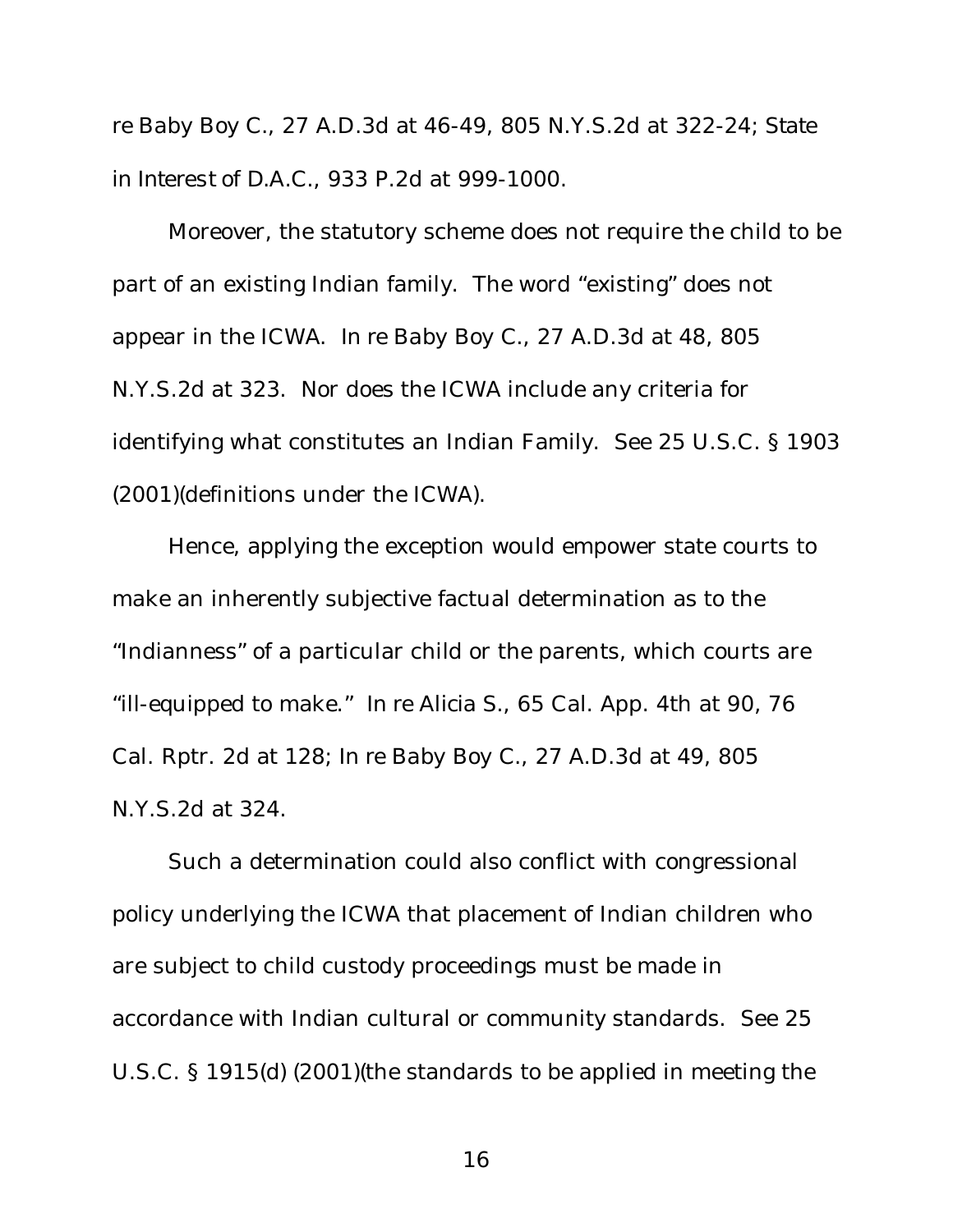re Baby Boy C., 27 A.D.3d at 46-49, 805 N.Y.S.2d at 322-24; State in Interest of D.A.C., 933 P.2d at 999-1000.

Moreover, the statutory scheme does not require the child to be part of an existing Indian family. The word "existing" does not appear in the ICWA. In re Baby Boy C., 27 A.D.3d at 48, 805 N.Y.S.2d at 323. Nor does the ICWA include any criteria for identifying what constitutes an Indian Family. See 25 U.S.C. § 1903 (2001)(definitions under the ICWA).

Hence, applying the exception would empower state courts to make an inherently subjective factual determination as to the "Indianness" of a particular child or the parents, which courts are "ill-equipped to make." In re Alicia S., 65 Cal. App. 4th at 90, 76 Cal. Rptr. 2d at 128; In re Baby Boy C., 27 A.D.3d at 49, 805 N.Y.S.2d at 324.

Such a determination could also conflict with congressional policy underlying the ICWA that placement of Indian children who are subject to child custody proceedings must be made in accordance with Indian cultural or community standards. See 25 U.S.C. § 1915(d) (2001)(the standards to be applied in meeting the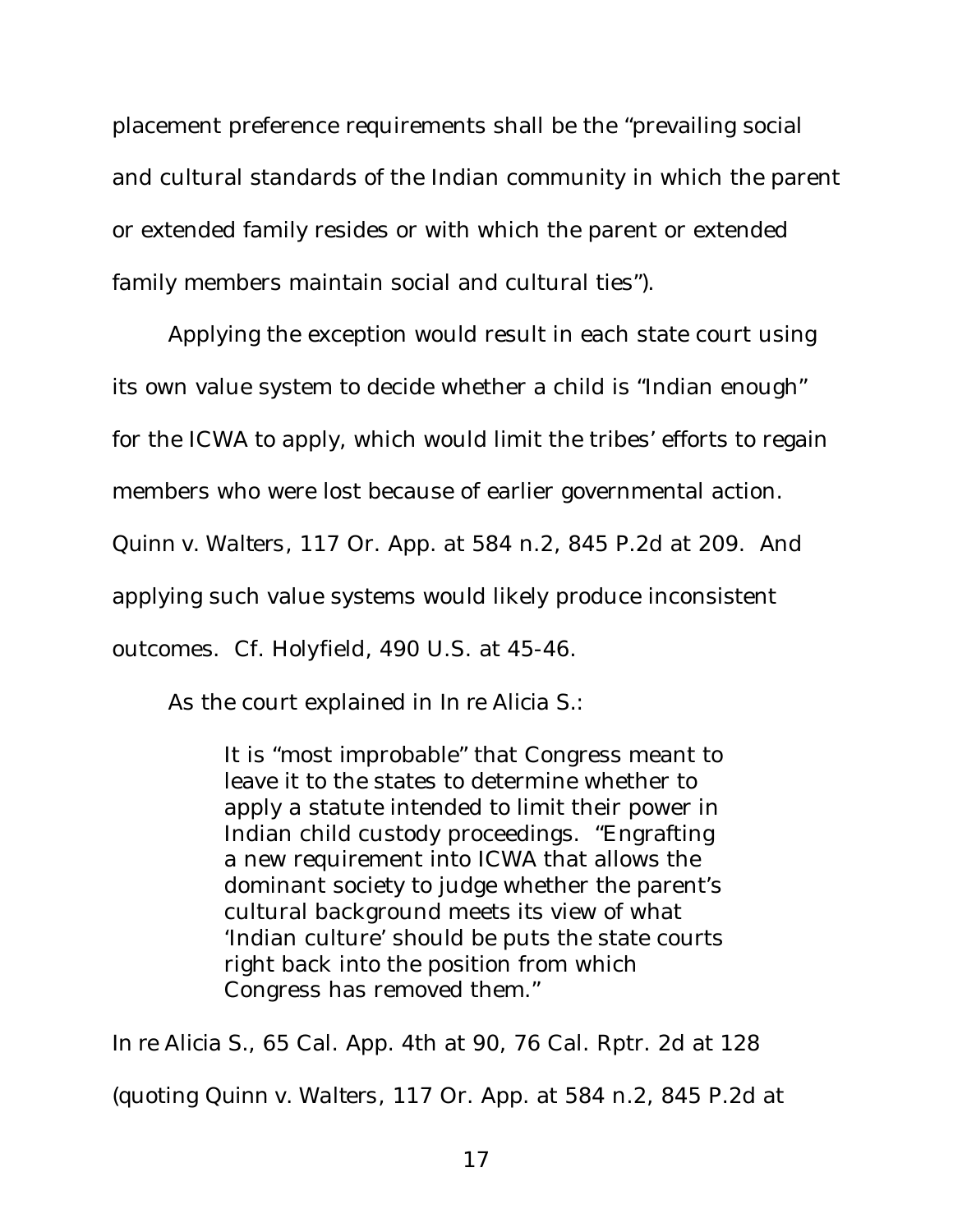placement preference requirements shall be the "prevailing social and cultural standards of the Indian community in which the parent or extended family resides or with which the parent or extended family members maintain social and cultural ties").

Applying the exception would result in each state court using its own value system to decide whether a child is "Indian enough" for the ICWA to apply, which would limit the tribes' efforts to regain members who were lost because of earlier governmental action. *Quinn v. Walters*, 117 Or. App. at 584 n.2, 845 P.2d at 209. And applying such value systems would likely produce inconsistent outcomes. *Cf. Holyfield*, 490 U.S. at 45-46.

As the court explained in *In re Alicia S.*:

> It is "most improbable" that Congress meant to leave it to the states to determine whether to apply a statute intended to limit their power in Indian child custody proceedings. "Engrafting a new requirement into ICWA that allows the dominant society to judge whether the parent's cultural background meets its view of what 'Indian culture' should be puts the state courts right back into the position from which Congress has removed them."

*In re Alicia S.*, 65 Cal. App. 4th at 90, 76 Cal. Rptr. 2d at 128 (quoting *Quinn v. Walters*, 117 Or. App. at 584 n.2, 845 P.2d at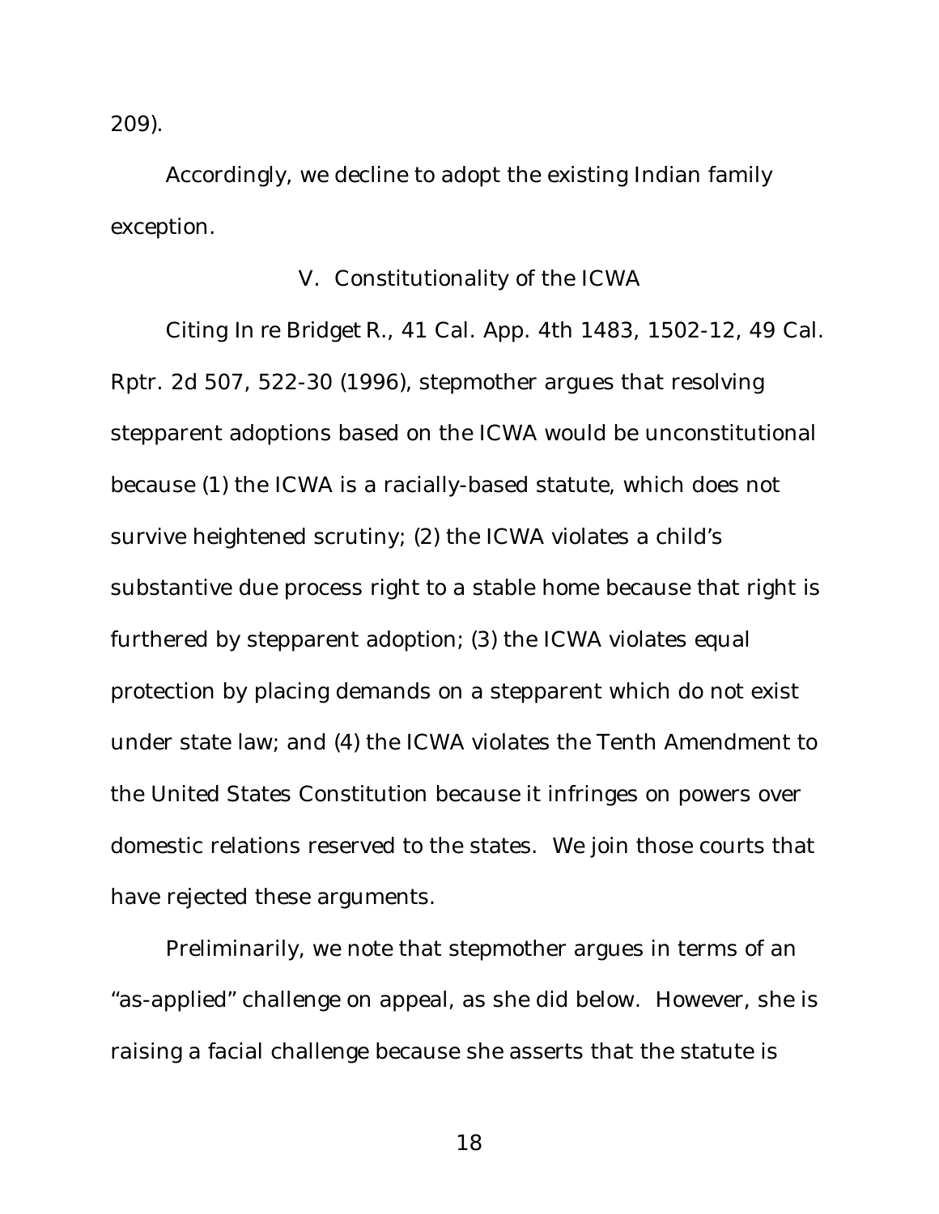209).

Accordingly, we decline to adopt the existing Indian family exception.

## V. Constitutionality of the ICWA

Citing *In re Bridget R.*, 41 Cal. App. 4th 1483, 1502-12, 49 Cal. Rptr. 2d 507, 522-30 (1996), stepmother argues that resolving stepparent adoptions based on the ICWA would be unconstitutional because (1) the ICWA is a racially-based statute, which does not survive heightened scrutiny; (2) the ICWA violates a child's substantive due process right to a stable home because that right is furthered by stepparent adoption; (3) the ICWA violates equal protection by placing demands on a stepparent which do not exist under state law; and (4) the ICWA violates the Tenth Amendment to the United States Constitution because it infringes on powers over domestic relations reserved to the states. We join those courts that have rejected these arguments.

Preliminarily, we note that stepmother argues in terms of an "as-applied" challenge on appeal, as she did below. However, she is raising a facial challenge because she asserts that the statute is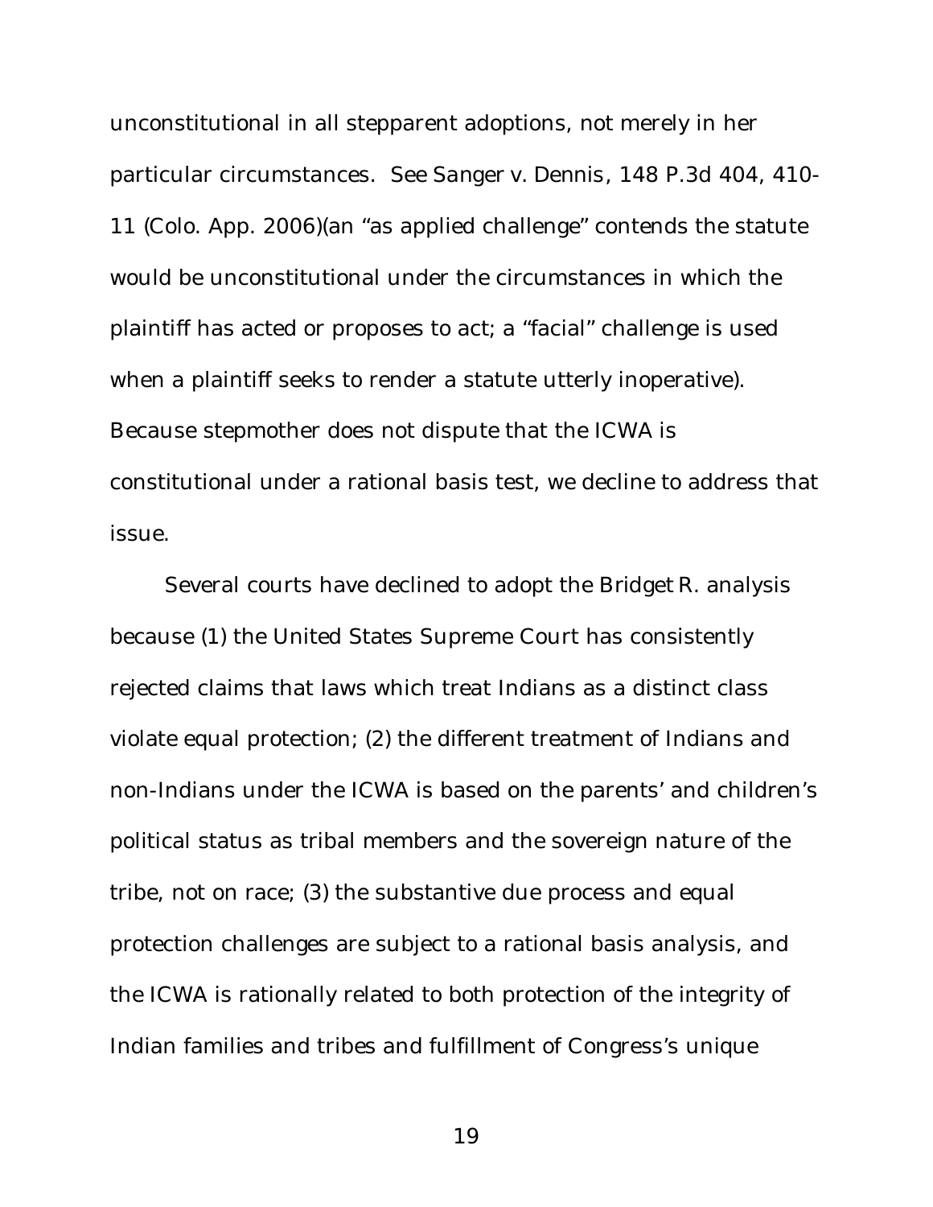unconstitutional in all stepparent adoptions, not merely in her particular circumstances. See *Sanger v. Dennis*, 148 P.3d 404, 410-11 (Colo. App. 2006)(an "as applied challenge" contends the statute would be unconstitutional under the circumstances in which the plaintiff has acted or proposes to act; a "facial" challenge is used when a plaintiff seeks to render a statute utterly inoperative). Because stepmother does not dispute that the ICWA is constitutional under a rational basis test, we decline to address that issue.

Several courts have declined to adopt the *Bridget R.* analysis because (1) the United States Supreme Court has consistently rejected claims that laws which treat Indians as a distinct class violate equal protection; (2) the different treatment of Indians and non-Indians under the ICWA is based on the parents' and children's political status as tribal members and the sovereign nature of the tribe, not on race; (3) the substantive due process and equal protection challenges are subject to a rational basis analysis, and the ICWA is rationally related to both protection of the integrity of Indian families and tribes and fulfillment of Congress's unique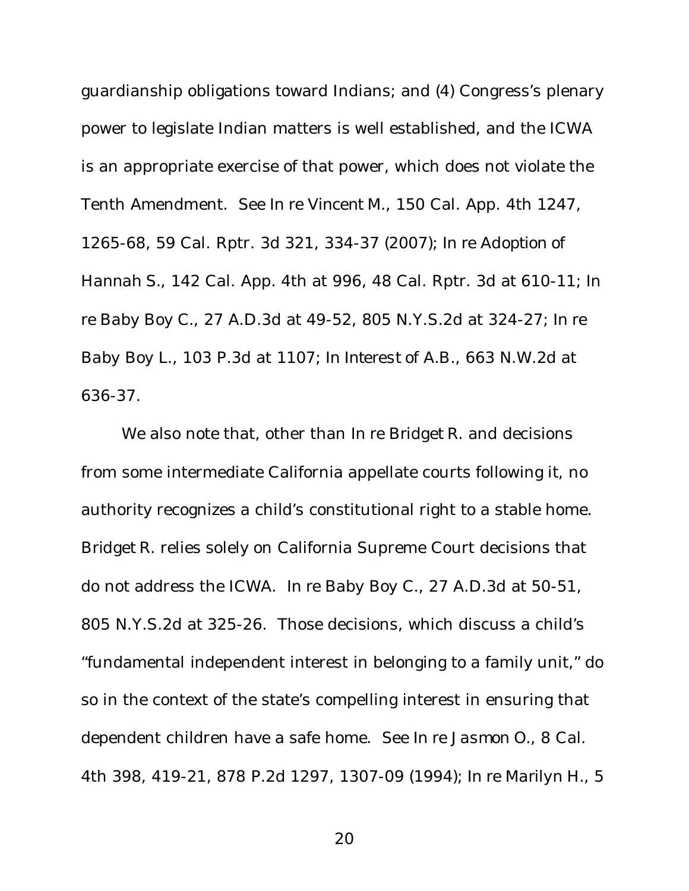guardianship obligations toward Indians; and (4) Congress's plenary power to legislate Indian matters is well established, and the ICWA is an appropriate exercise of that power, which does not violate the Tenth Amendment. See *In re Vincent M.*, 150 Cal. App. 4th 1247, 1265-68, 59 Cal. Rptr. 3d 321, 334-37 (2007); *In re Adoption of Hannah S.*, 142 Cal. App. 4th at 996, 48 Cal. Rptr. 3d at 610-11; *In re Baby Boy C.*, 27 A.D.3d at 49-52, 805 N.Y.S.2d at 324-27; *In re Baby Boy L.*, 103 P.3d at 1107; *In Interest of A.B.*, 663 N.W.2d at 636-37.

We also note that, other than *In re Bridget R.* and decisions from some intermediate California appellate courts following it, no authority recognizes a child's constitutional right to a stable home. *Bridget R.* relies solely on California Supreme Court decisions that do not address the ICWA. *In re Baby Boy C.*, 27 A.D.3d at 50-51, 805 N.Y.S.2d at 325-26. Those decisions, which discuss a child's "fundamental independent interest in belonging to a family unit," do so in the context of the state's compelling interest in ensuring that dependent children have a safe home. See *In re Jasmon O.*, 8 Cal. 4th 398, 419-21, 878 P.2d 1297, 1307-09 (1994); *In re Marilyn H.*, 5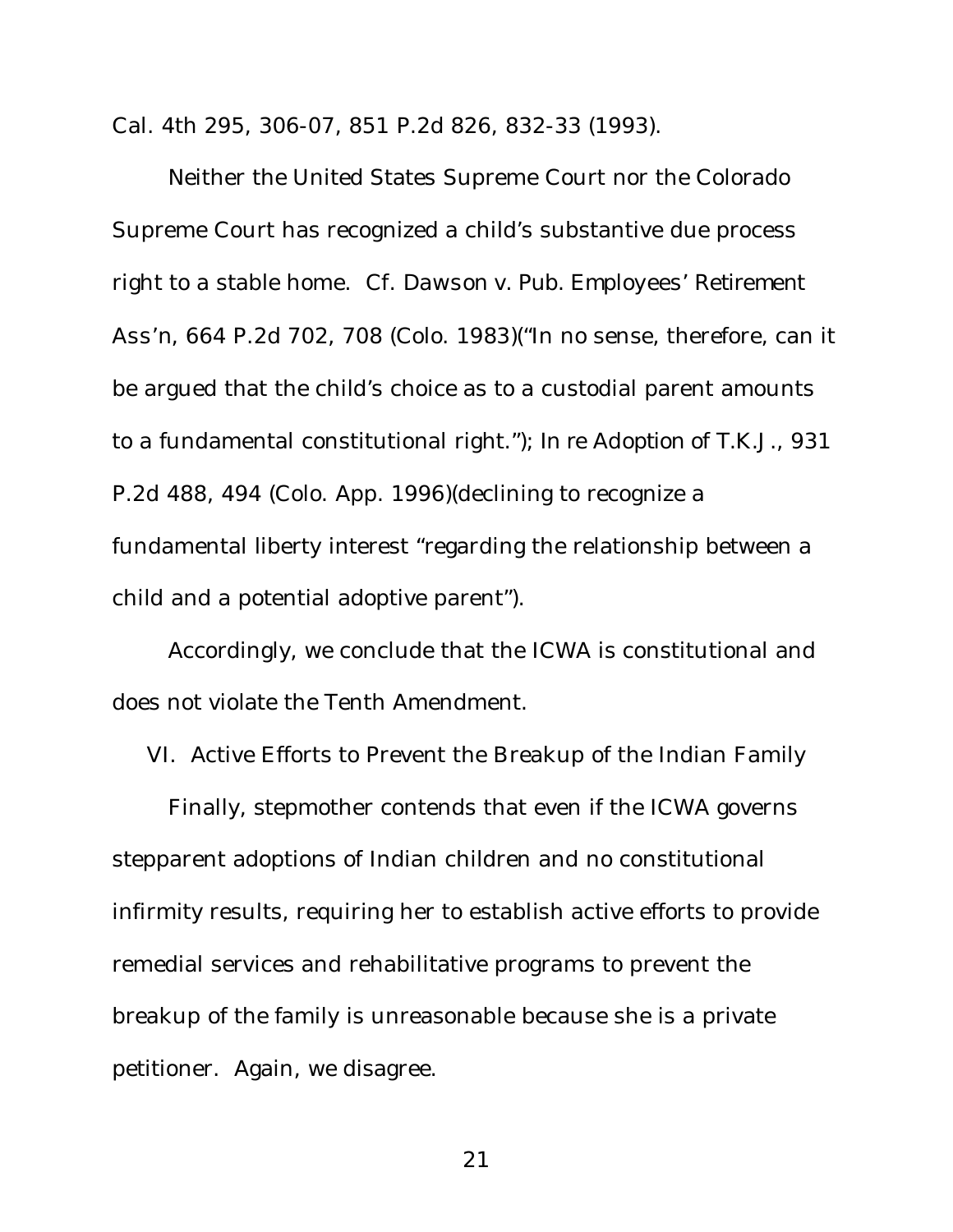Cal. 4th 295, 306-07, 851 P.2d 826, 832-33 (1993).

Neither the United States Supreme Court nor the Colorado Supreme Court has recognized a child's substantive due process right to a stable home. *Cf. Dawson v. Pub. Employees' Retirement Ass'n*, 664 P.2d 702, 708 (Colo. 1983)("In no sense, therefore, can it be argued that the child's choice as to a custodial parent amounts to a fundamental constitutional right."); *In re Adoption of T.K.J.*, 931 P.2d 488, 494 (Colo. App. 1996)(declining to recognize a fundamental liberty interest "regarding the relationship between a child and a potential adoptive parent").

Accordingly, we conclude that the ICWA is constitutional and does not violate the Tenth Amendment.

## VI. Active Efforts to Prevent the Breakup of the Indian Family

Finally, stepmother contends that even if the ICWA governs stepparent adoptions of Indian children and no constitutional infirmity results, requiring her to establish active efforts to provide remedial services and rehabilitative programs to prevent the breakup of the family is unreasonable because she is a private petitioner. Again, we disagree.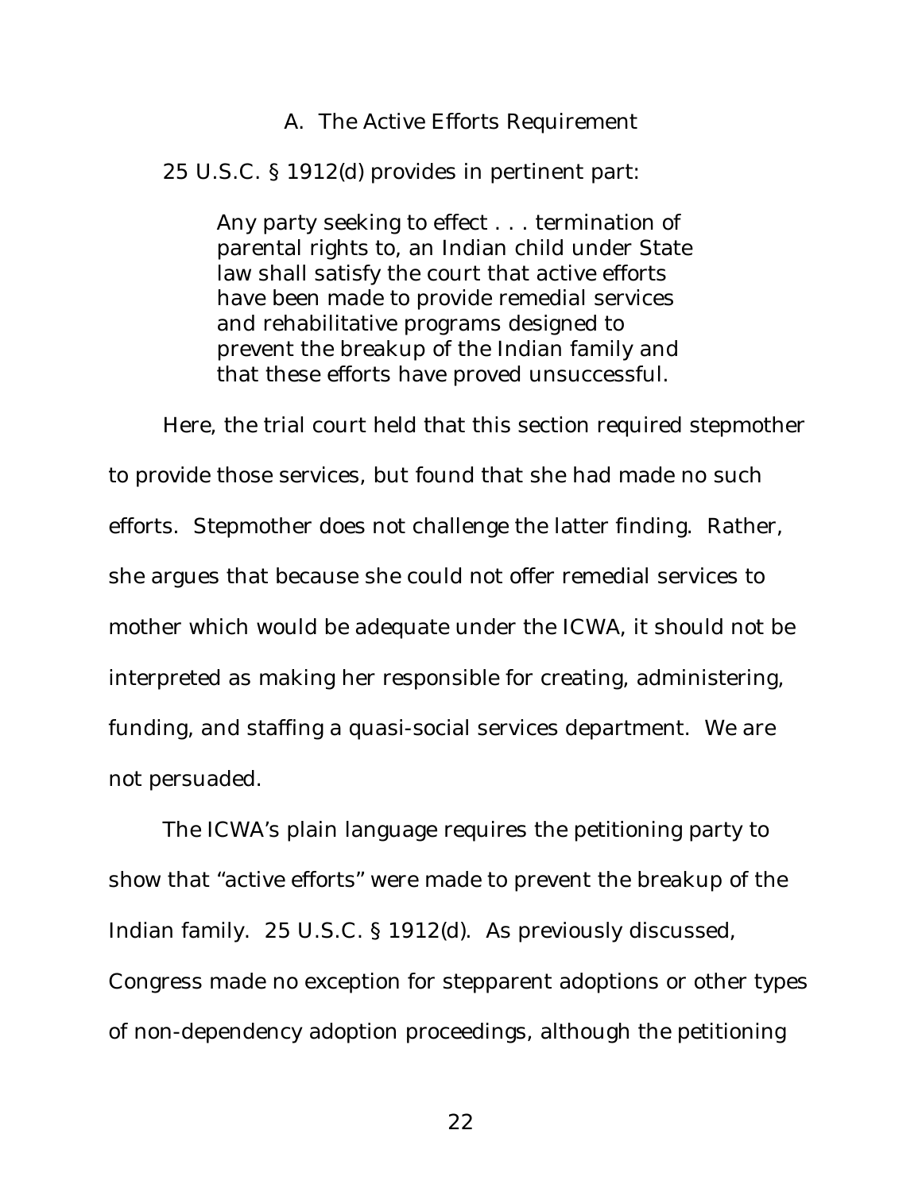### A. The Active Efforts Requirement

25 U.S.C. § 1912(d) provides in pertinent part:

> Any party seeking to effect . . . termination of parental rights to, an Indian child under State law shall satisfy the court that active efforts have been made to provide remedial services and rehabilitative programs designed to prevent the breakup of the Indian family and that these efforts have proved unsuccessful.

Here, the trial court held that this section required stepmother to provide those services, but found that she had made no such efforts. Stepmother does not challenge the latter finding. Rather, she argues that because she could not offer remedial services to mother which would be adequate under the ICWA, it should not be interpreted as making her responsible for creating, administering, funding, and staffing a quasi-social services department. We are not persuaded.

The ICWA's plain language requires the petitioning party to show that "active efforts" were made to prevent the breakup of the Indian family. 25 U.S.C. § 1912(d). As previously discussed, Congress made no exception for stepparent adoptions or other types of non-dependency adoption proceedings, although the petitioning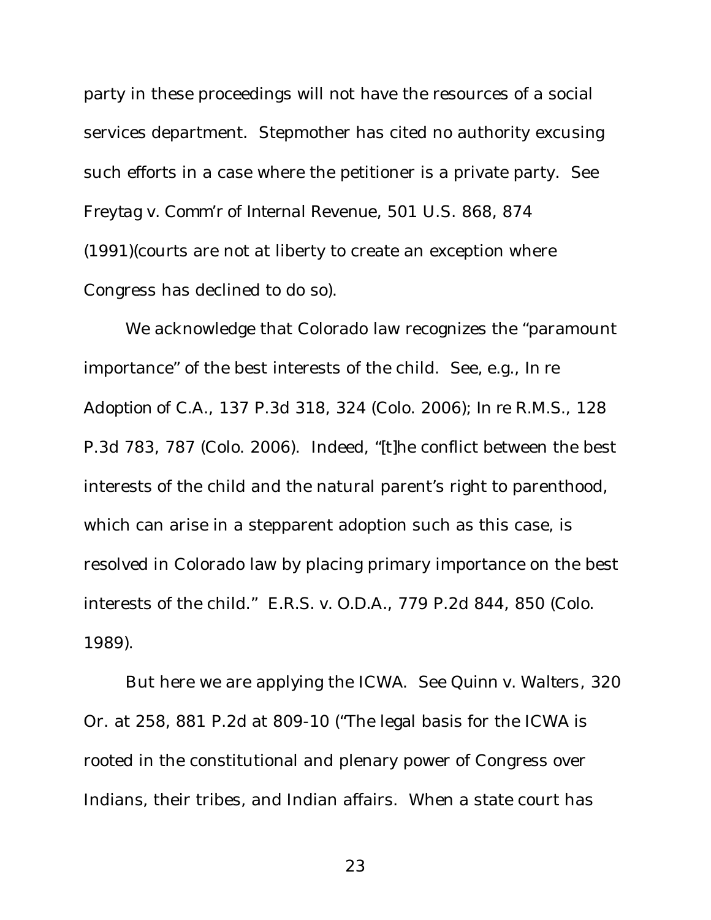party in these proceedings will not have the resources of a social services department. Stepmother has cited no authority excusing such efforts in a case where the petitioner is a private party. See *Freytag v. Comm'r of Internal Revenue*, 501 U.S. 868, 874 (1991)(courts are not at liberty to create an exception where Congress has declined to do so).

We acknowledge that Colorado law recognizes the "paramount importance" of the best interests of the child. See, e.g., *In re Adoption of C.A.*, 137 P.3d 318, 324 (Colo. 2006); *In re R.M.S.*, 128 P.3d 783, 787 (Colo. 2006). Indeed, "[t]he conflict between the best interests of the child and the natural parent's right to parenthood, which can arise in a stepparent adoption such as this case, is resolved in Colorado law by placing primary importance on the best interests of the child." *E.R.S. v. O.D.A.*, 779 P.2d 844, 850 (Colo. 1989).

But here we are applying the ICWA. See *Quinn v. Walters*, 320 Or. at 258, 881 P.2d at 809-10 ("The legal basis for the ICWA is rooted in the constitutional and plenary power of Congress over Indians, their tribes, and Indian affairs. When a state court has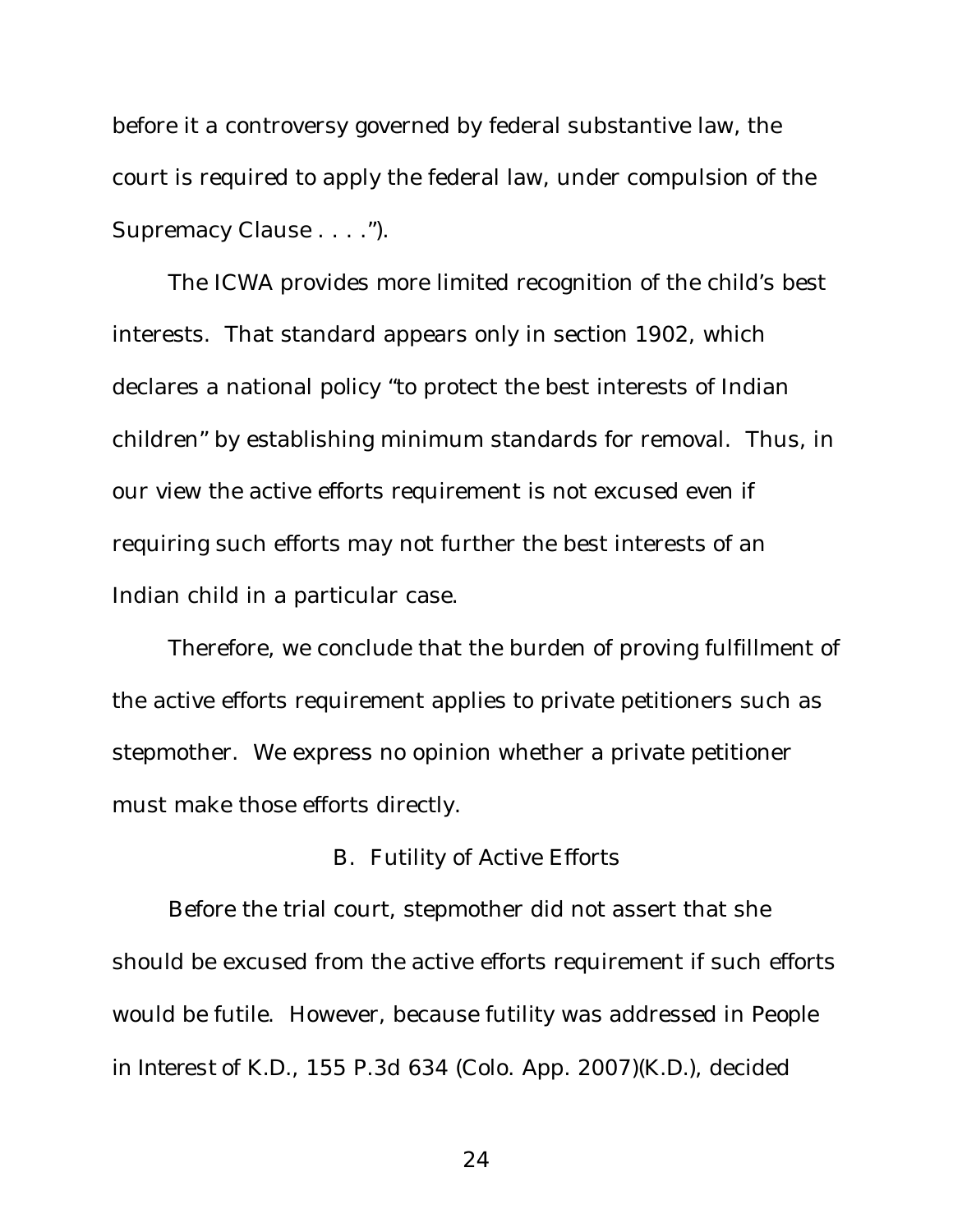before it a controversy governed by federal substantive law, the court is required to apply the federal law, under compulsion of the Supremacy Clause . . . .").

The ICWA provides more limited recognition of the child's best interests. That standard appears only in section 1902, which declares a national policy "to protect the best interests of Indian children" by establishing minimum standards for removal. Thus, in our view the active efforts requirement is not excused even if requiring such efforts may not further the best interests of an Indian child in a particular case.

Therefore, we conclude that the burden of proving fulfillment of the active efforts requirement applies to private petitioners such as stepmother. We express no opinion whether a private petitioner must make those efforts directly.

### B. Futility of Active Efforts

Before the trial court, stepmother did not assert that she should be excused from the active efforts requirement if such efforts would be futile. However, because futility was addressed in *People in Interest of K.D.*, 155 P.3d 634 (Colo. App. 2007)(*K.D.*), decided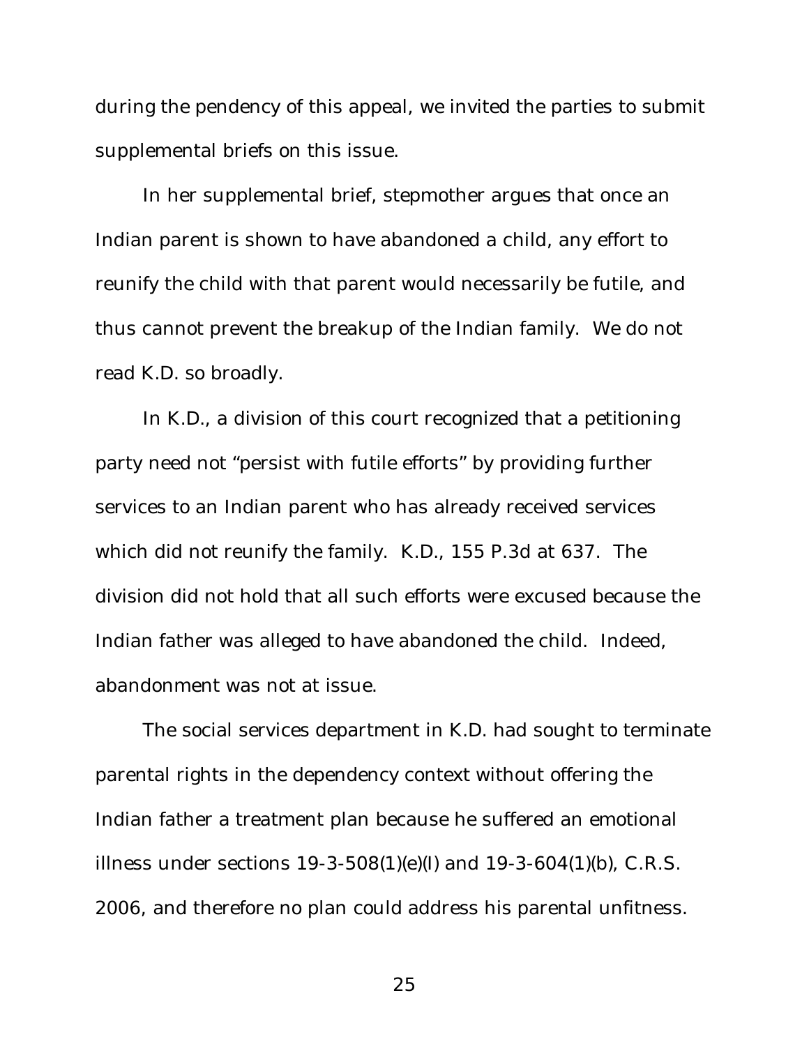during the pendency of this appeal, we invited the parties to submit supplemental briefs on this issue.

In her supplemental brief, stepmother argues that once an Indian parent is shown to have abandoned a child, any effort to reunify the child with that parent would necessarily be futile, and thus cannot prevent the breakup of the Indian family. We do not read *K.D.* so broadly.

In *K.D.*, a division of this court recognized that a petitioning party need not "persist with futile efforts" by providing further services to an Indian parent who has already received services which did not reunify the family. *K.D.*, 155 P.3d at 637. The division did not hold that all such efforts were excused because the Indian father was alleged to have abandoned the child. Indeed, abandonment was not at issue.

The social services department in *K.D.* had sought to terminate parental rights in the dependency context without offering the Indian father a treatment plan because he suffered an emotional illness under sections 19-3-508(1)(e)(I) and 19-3-604(1)(b), C.R.S. 2006, and therefore no plan could address his parental unfitness.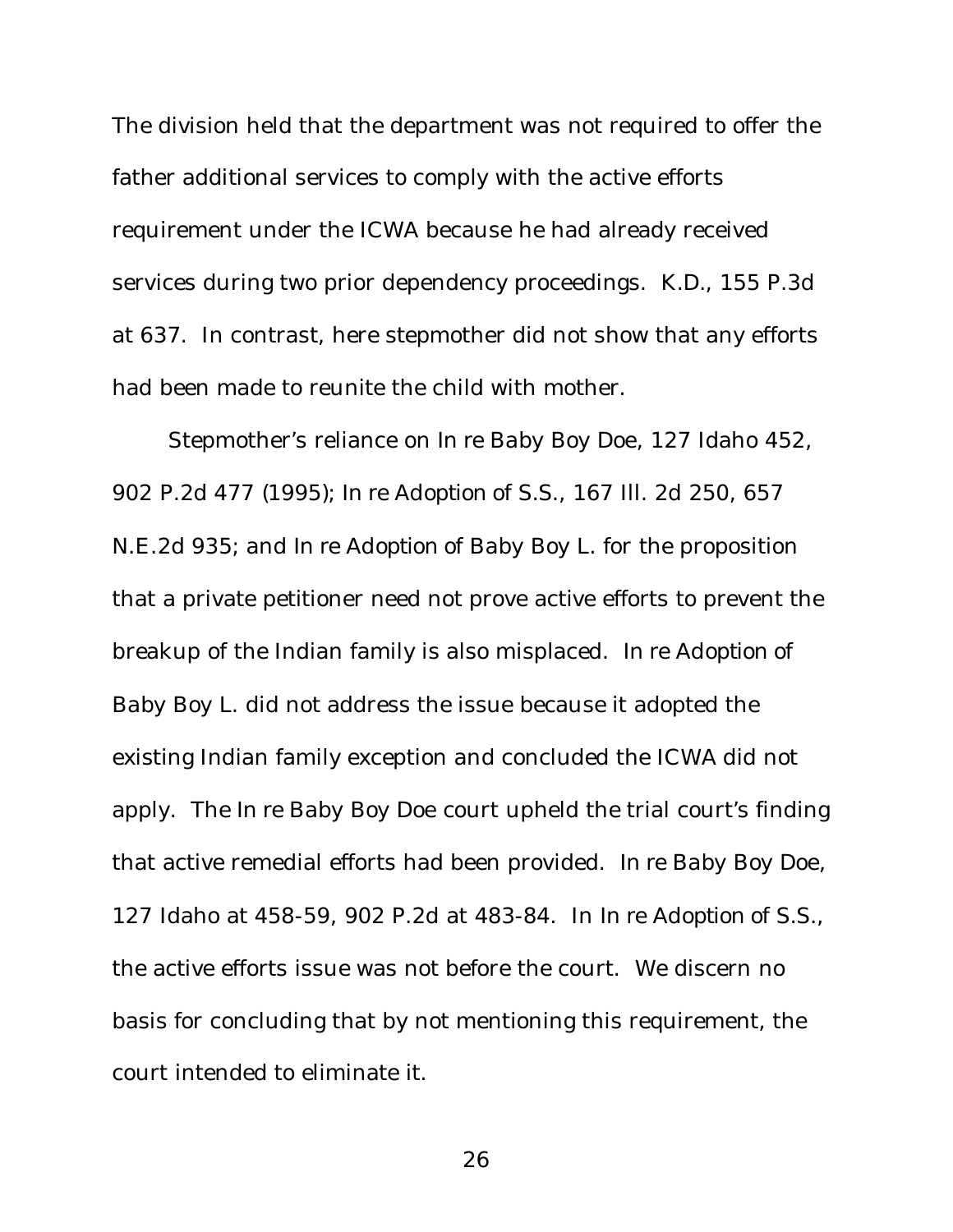The division held that the department was not required to offer the father additional services to comply with the active efforts requirement under the ICWA because he had already received services during two prior dependency proceedings. *K.D.*, 155 P.3d at 637. In contrast, here stepmother did not show that any efforts had been made to reunite the child with mother.

Stepmother's reliance on *In re Baby Boy Doe*, 127 Idaho 452, 902 P.2d 477 (1995); *In re Adoption of S.S.*, 167 Ill. 2d 250, 657 N.E.2d 935; and *In re Adoption of Baby Boy L.* for the proposition that a private petitioner need not prove active efforts to prevent the breakup of the Indian family is also misplaced. *In re Adoption of Baby Boy L.* did not address the issue because it adopted the existing Indian family exception and concluded the ICWA did not apply. The *In re Baby Boy Doe* court upheld the trial court's finding that active remedial efforts had been provided. *In re Baby Boy Doe*, 127 Idaho at 458-59, 902 P.2d at 483-84. In *In re Adoption of S.S.*, the active efforts issue was not before the court. We discern no basis for concluding that by not mentioning this requirement, the court intended to eliminate it.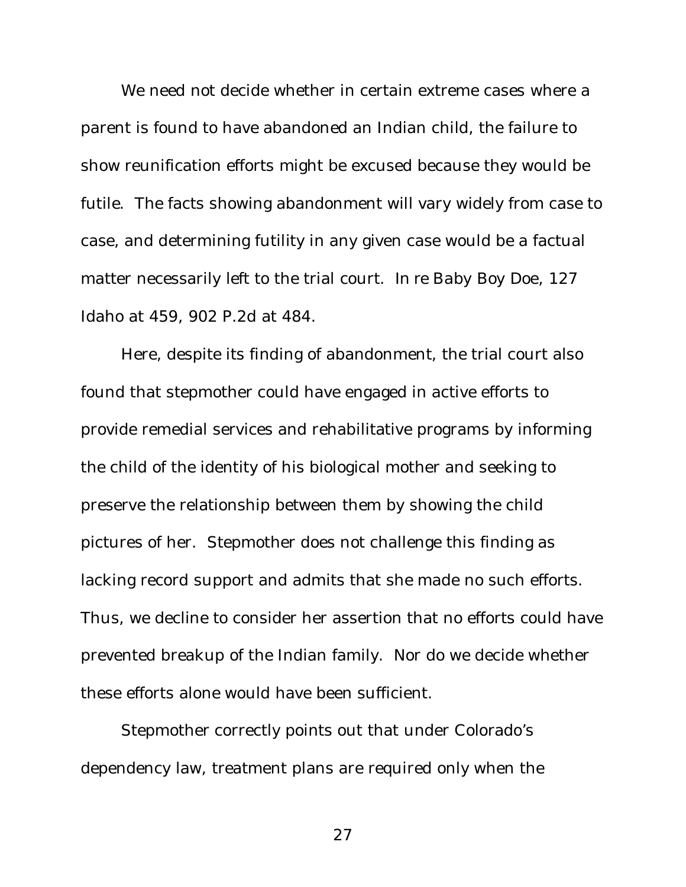We need not decide whether in certain extreme cases where a parent is found to have abandoned an Indian child, the failure to show reunification efforts might be excused because they would be futile. The facts showing abandonment will vary widely from case to case, and determining futility in any given case would be a factual matter necessarily left to the trial court. *In re Baby Boy Doe*, 127 Idaho at 459, 902 P.2d at 484.

Here, despite its finding of abandonment, the trial court also found that stepmother could have engaged in active efforts to provide remedial services and rehabilitative programs by informing the child of the identity of his biological mother and seeking to preserve the relationship between them by showing the child pictures of her. Stepmother does not challenge this finding as lacking record support and admits that she made no such efforts. Thus, we decline to consider her assertion that no efforts could have prevented breakup of the Indian family. Nor do we decide whether these efforts alone would have been sufficient.

Stepmother correctly points out that under Colorado's dependency law, treatment plans are required only when the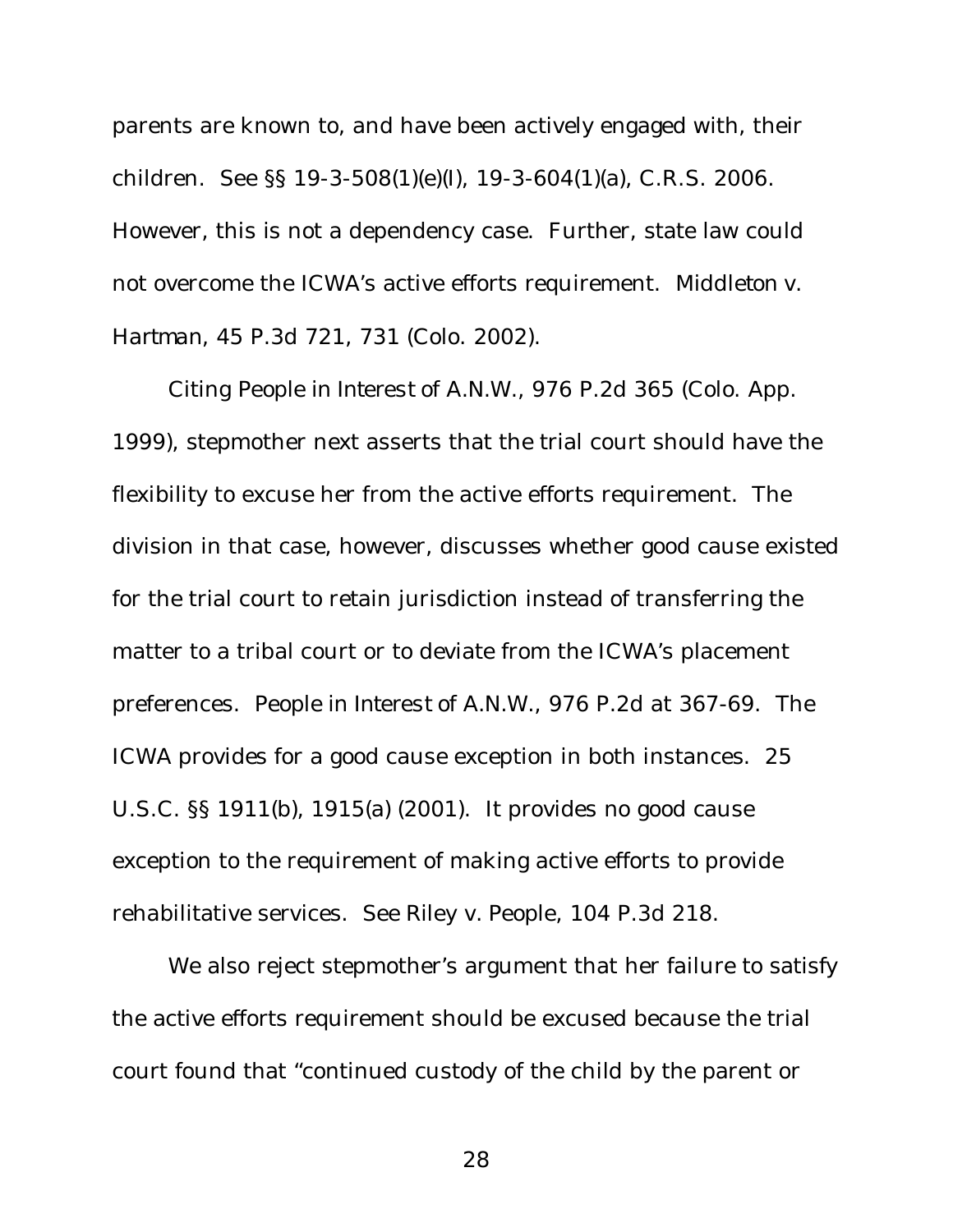parents are known to, and have been actively engaged with, their children. See §§ 19-3-508(1)(e)(I), 19-3-604(1)(a), C.R.S. 2006. However, this is not a dependency case. Further, state law could not overcome the ICWA's active efforts requirement. *Middleton v. Hartman*, 45 P.3d 721, 731 (Colo. 2002).

Citing *People in Interest of A.N.W.*, 976 P.2d 365 (Colo. App. 1999), stepmother next asserts that the trial court should have the flexibility to excuse her from the active efforts requirement. The division in that case, however, discusses whether good cause existed for the trial court to retain jurisdiction instead of transferring the matter to a tribal court or to deviate from the ICWA's placement preferences. *People in Interest of A.N.W.*, 976 P.2d at 367-69. The ICWA provides for a good cause exception in both instances. 25 U.S.C. §§ 1911(b), 1915(a) (2001). It provides no good cause exception to the requirement of making active efforts to provide rehabilitative services. *See Riley v. People*, 104 P.3d 218.

We also reject stepmother's argument that her failure to satisfy the active efforts requirement should be excused because the trial court found that "continued custody of the child by the parent or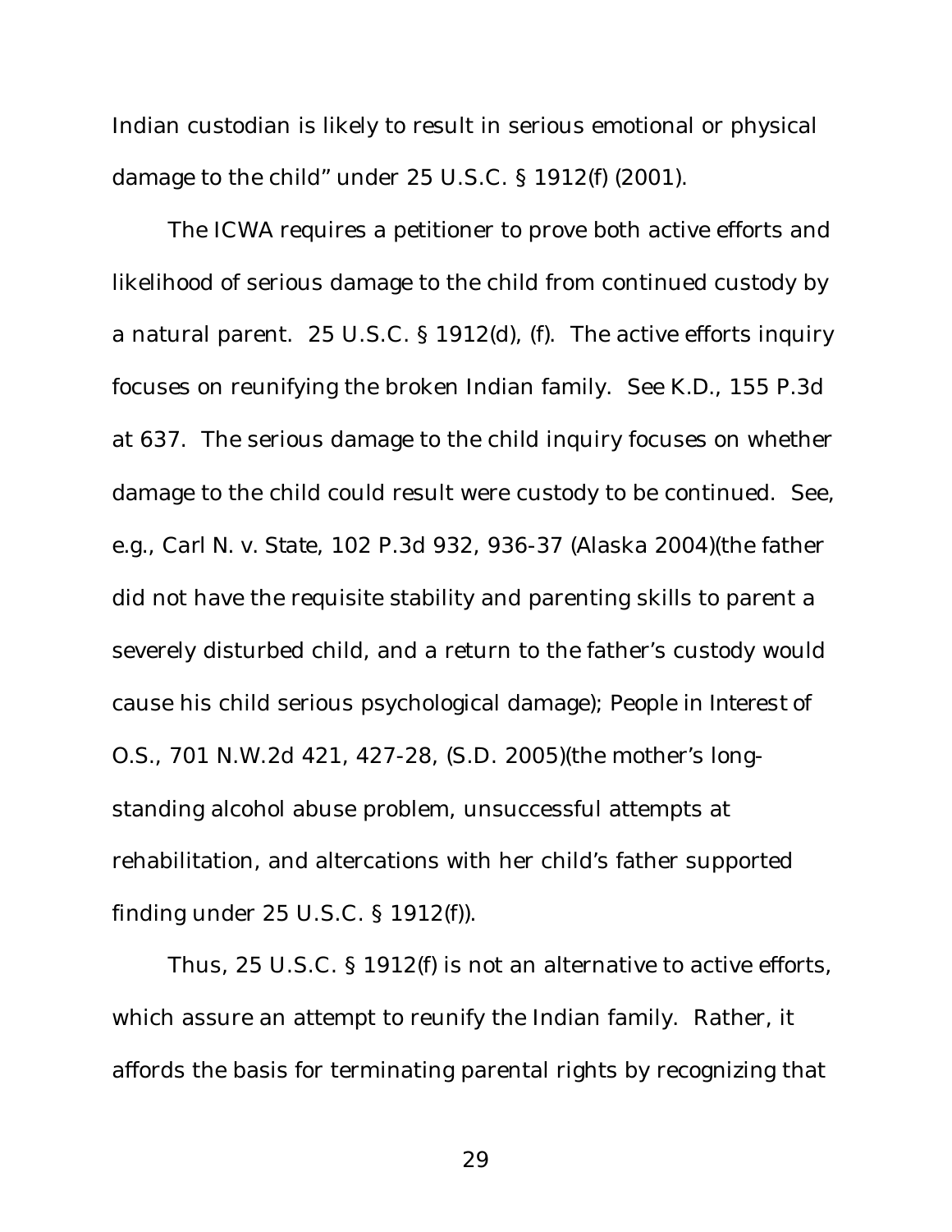Indian custodian is likely to result in serious emotional or physical damage to the child" under 25 U.S.C. § 1912(f) (2001).

The ICWA requires a petitioner to prove both active efforts and likelihood of serious damage to the child from continued custody by a natural parent. 25 U.S.C. § 1912(d), (f). The active efforts inquiry focuses on reunifying the broken Indian family. *See K.D.*, 155 P.3d at 637. The serious damage to the child inquiry focuses on whether damage to the child could result were custody to be continued. *See, e.g.*, *Carl N. v. State*, 102 P.3d 932, 936-37 (Alaska 2004)(the father did not have the requisite stability and parenting skills to parent a severely disturbed child, and a return to the father's custody would cause his child serious psychological damage); *People in Interest of O.S.*, 701 N.W.2d 421, 427-28, (S.D. 2005)(the mother's long-standing alcohol abuse problem, unsuccessful attempts at rehabilitation, and altercations with her child's father supported finding under 25 U.S.C. § 1912(f)).

Thus, 25 U.S.C. § 1912(f) is not an alternative to active efforts, which assure an attempt to reunify the Indian family. Rather, it affords the basis for terminating parental rights by recognizing that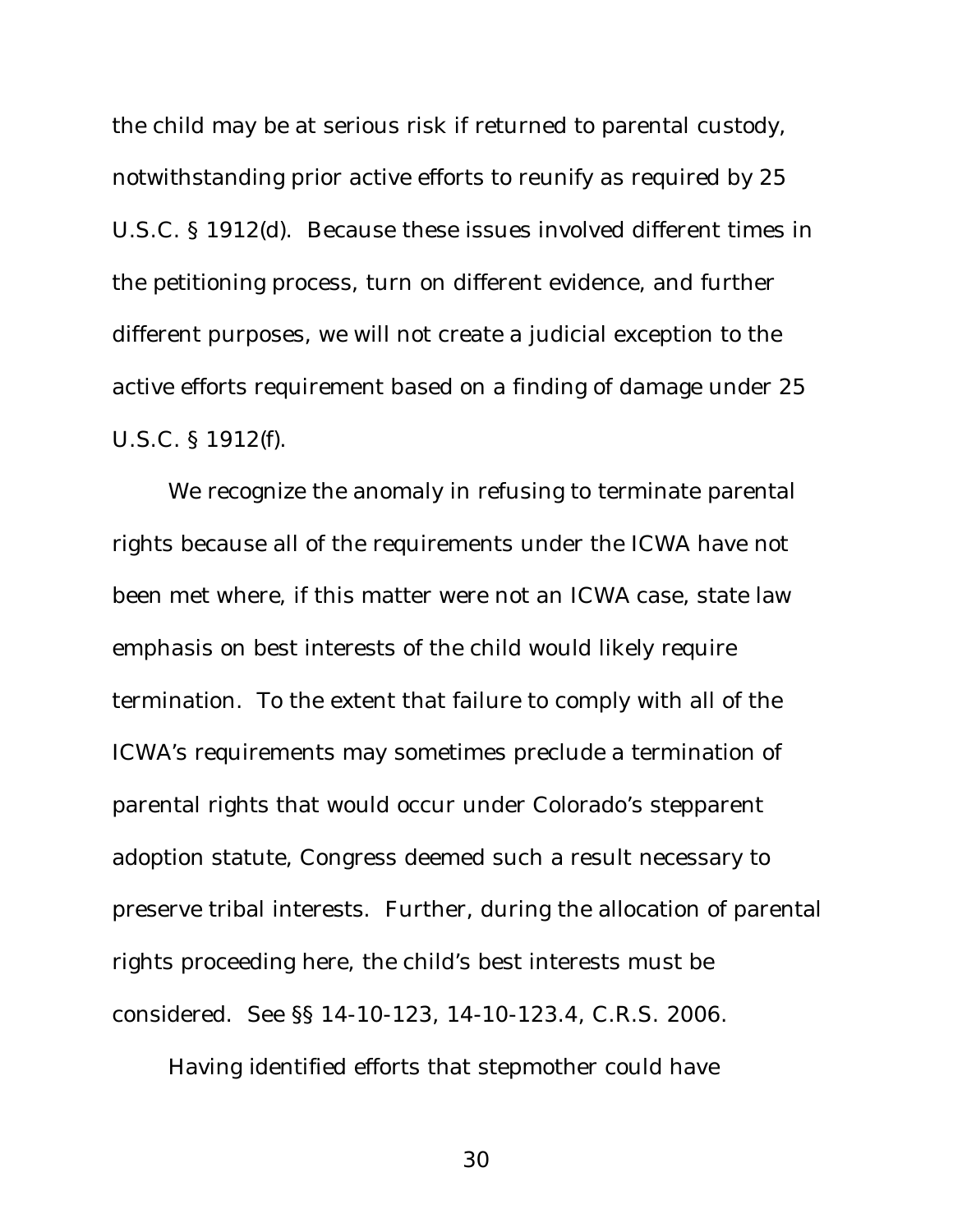the child may be at serious risk if returned to parental custody, notwithstanding prior active efforts to reunify as required by 25 U.S.C. § 1912(d). Because these issues involved different times in the petitioning process, turn on different evidence, and further different purposes, we will not create a judicial exception to the active efforts requirement based on a finding of damage under 25 U.S.C. § 1912(f).

We recognize the anomaly in refusing to terminate parental rights because all of the requirements under the ICWA have not been met where, if this matter were not an ICWA case, state law emphasis on best interests of the child would likely require termination. To the extent that failure to comply with all of the ICWA's requirements may sometimes preclude a termination of parental rights that would occur under Colorado's stepparent adoption statute, Congress deemed such a result necessary to preserve tribal interests. Further, during the allocation of parental rights proceeding here, the child's best interests must be considered. See §§ 14-10-123, 14-10-123.4, C.R.S. 2006.

Having identified efforts that stepmother could have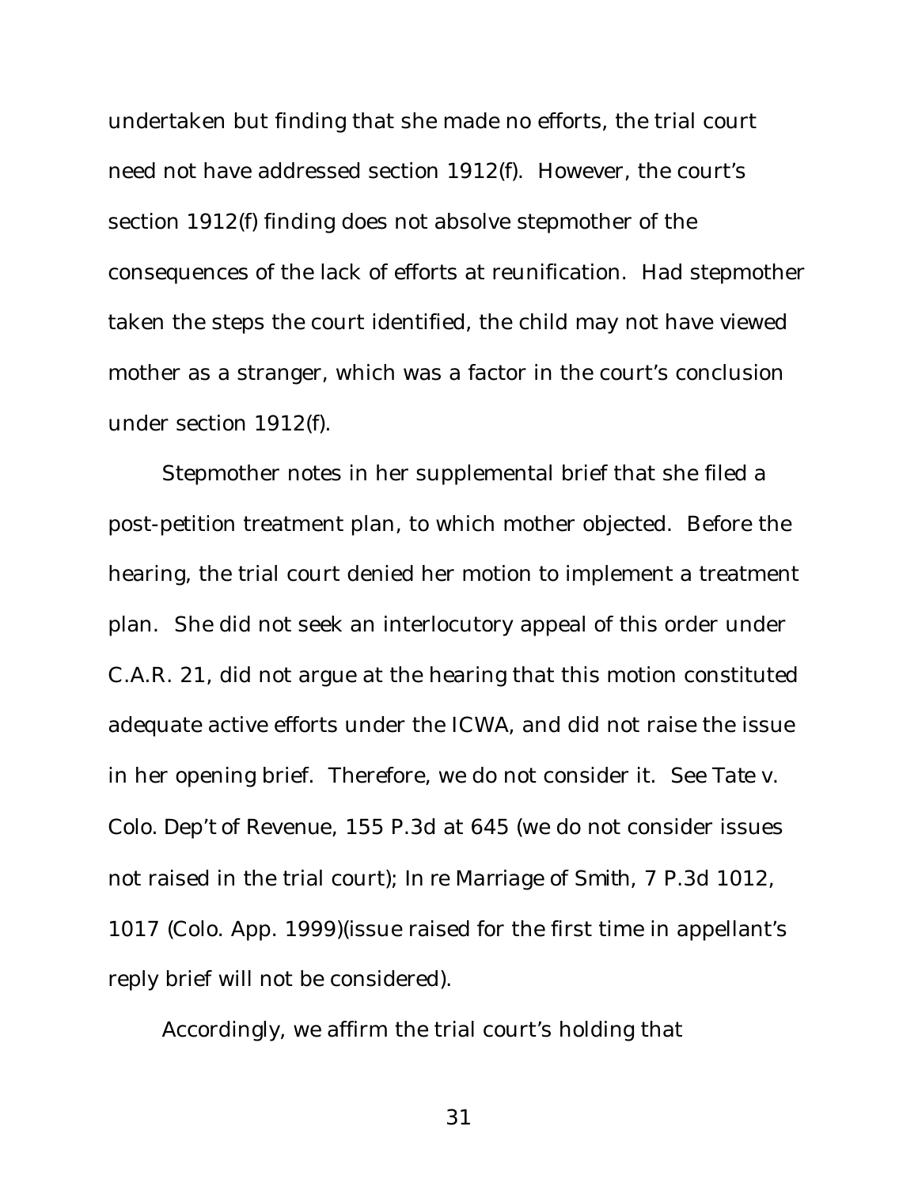undertaken but finding that she made no efforts, the trial court need not have addressed section 1912(f). However, the court's section 1912(f) finding does not absolve stepmother of the consequences of the lack of efforts at reunification. Had stepmother taken the steps the court identified, the child may not have viewed mother as a stranger, which was a factor in the court's conclusion under section 1912(f).

Stepmother notes in her supplemental brief that she filed a post-petition treatment plan, to which mother objected. Before the hearing, the trial court denied her motion to implement a treatment plan. She did not seek an interlocutory appeal of this order under C.A.R. 21, did not argue at the hearing that this motion constituted adequate active efforts under the ICWA, and did not raise the issue in her opening brief. Therefore, we do not consider it. *See Tate v. Colo. Dep't of Revenue*, 155 P.3d at 645 (we do not consider issues not raised in the trial court); *In re Marriage of Smith*, 7 P.3d 1012, 1017 (Colo. App. 1999)(issue raised for the first time in appellant's reply brief will not be considered).

Accordingly, we affirm the trial court's holding that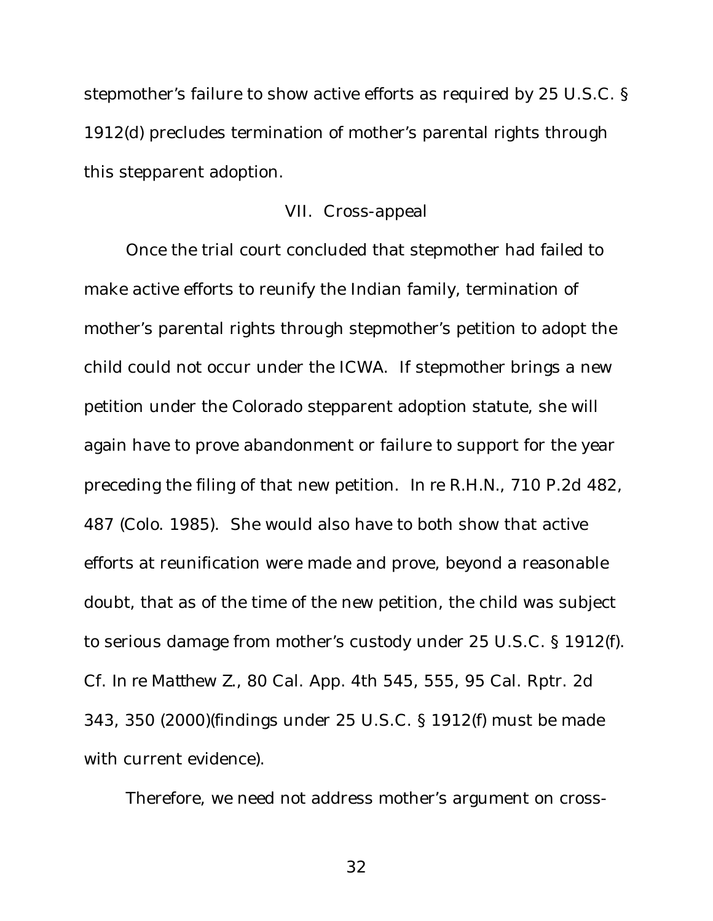stepmother's failure to show active efforts as required by 25 U.S.C. § 1912(d) precludes termination of mother's parental rights through this stepparent adoption.

## VII. Cross-appeal

Once the trial court concluded that stepmother had failed to make active efforts to reunify the Indian family, termination of mother's parental rights through stepmother's petition to adopt the child could not occur under the ICWA. If stepmother brings a new petition under the Colorado stepparent adoption statute, she will again have to prove abandonment or failure to support for the year preceding the filing of that new petition. *In re R.H.N.*, 710 P.2d 482, 487 (Colo. 1985). She would also have to both show that active efforts at reunification were made and prove, beyond a reasonable doubt, that as of the time of the new petition, the child was subject to serious damage from mother's custody under 25 U.S.C. § 1912(f). *Cf. In re Matthew Z.*, 80 Cal. App. 4th 545, 555, 95 Cal. Rptr. 2d 343, 350 (2000)(findings under 25 U.S.C. § 1912(f) must be made with current evidence).

Therefore, we need not address mother's argument on cross-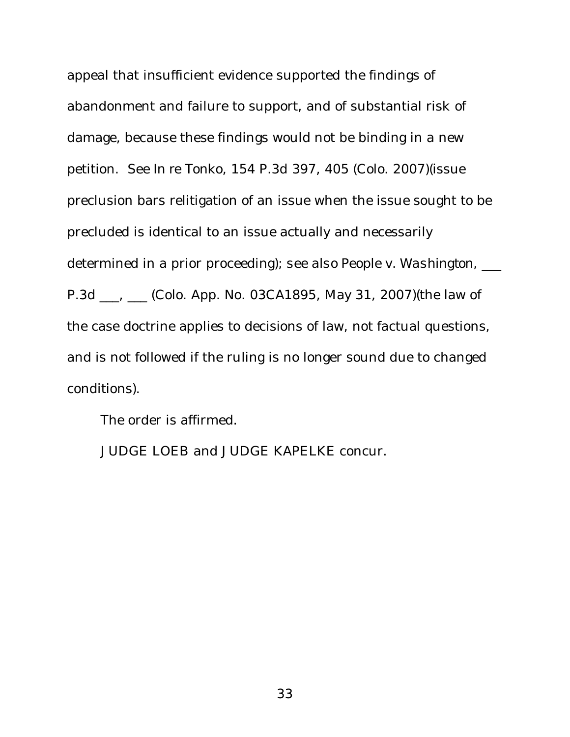appeal that insufficient evidence supported the findings of abandonment and failure to support, and of substantial risk of damage, because these findings would not be binding in a new petition. See *In re Tonko*, 154 P.3d 397, 405 (Colo. 2007)(issue preclusion bars relitigation of an issue when the issue sought to be precluded is identical to an issue actually and necessarily determined in a prior proceeding); see also *People v. Washington*, ___ P.3d ___, ___ (Colo. App. No. 03CA1895, May 31, 2007)(the law of the case doctrine applies to decisions of law, not factual questions, and is not followed if the ruling is no longer sound due to changed conditions).

The order is affirmed.

JUDGE LOEB and JUDGE KAPELKE concur.